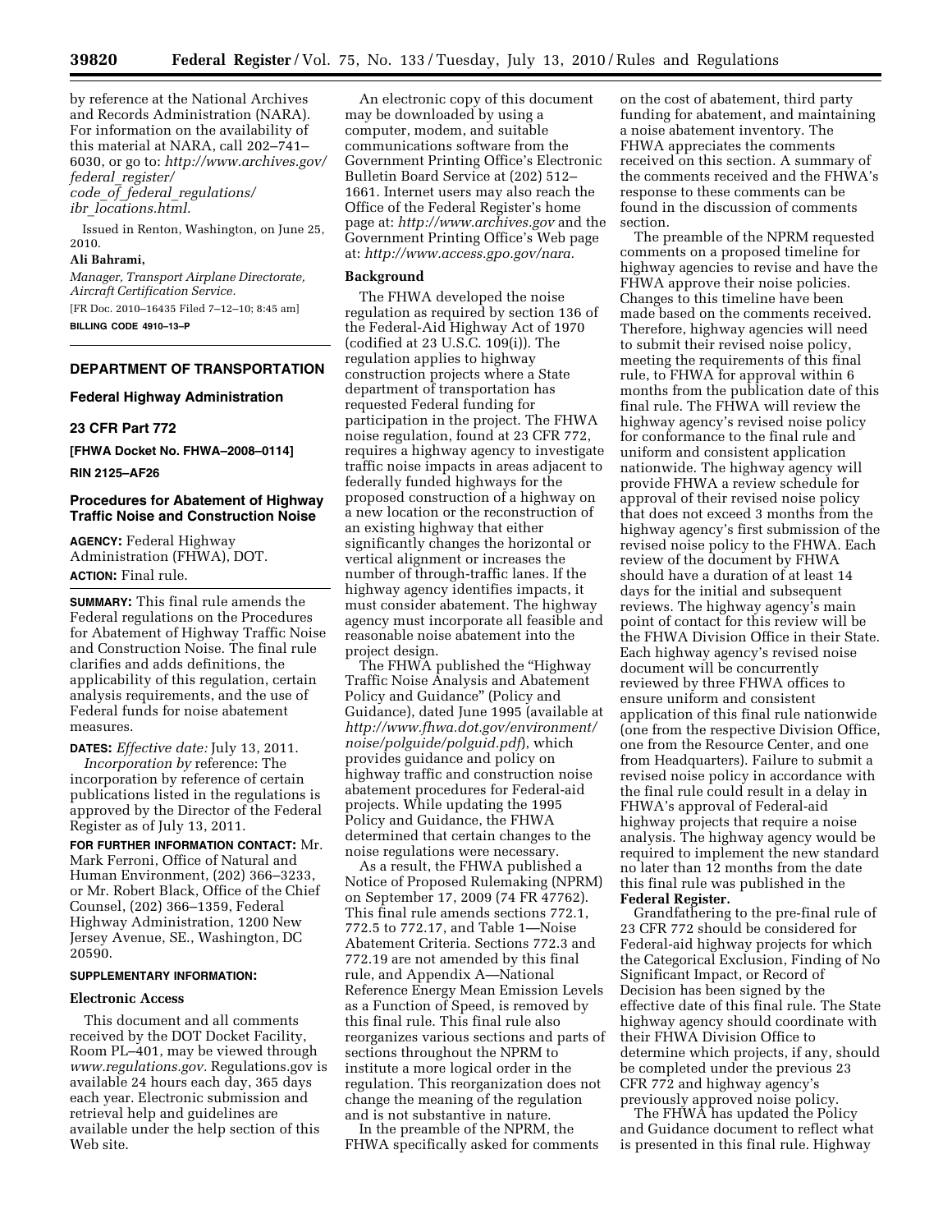by reference at the National Archives and Records Administration (NARA). For information on the availability of this material at NARA, call 202–741–6030, or go to: *http://www.archives.gov/federal_register/code_of_federal_regulations/ibr_locations.html.*

Issued in Renton, Washington, on June 25, 2010.

**Ali Bahrami,**

*Manager, Transport Airplane Directorate, Aircraft Certification Service.*

[FR Doc. 2010–16435 Filed 7–12–10; 8:45 am]

**BILLING CODE 4910–13–P**

## DEPARTMENT OF TRANSPORTATION

### Federal Highway Administration

### 23 CFR Part 772

**[FHWA Docket No. FHWA–2008–0114]**

**RIN 2125–AF26**

### Procedures for Abatement of Highway Traffic Noise and Construction Noise

**AGENCY:** Federal Highway Administration (FHWA), DOT.

**ACTION:** Final rule.

**SUMMARY:** This final rule amends the Federal regulations on the Procedures for Abatement of Highway Traffic Noise and Construction Noise. The final rule clarifies and adds definitions, the applicability of this regulation, certain analysis requirements, and the use of Federal funds for noise abatement measures.

**DATES:** *Effective date:* July 13, 2011.

*Incorporation by* reference: The incorporation by reference of certain publications listed in the regulations is approved by the Director of the Federal Register as of July 13, 2011.

**FOR FURTHER INFORMATION CONTACT:** Mr. Mark Ferroni, Office of Natural and Human Environment, (202) 366–3233, or Mr. Robert Black, Office of the Chief Counsel, (202) 366–1359, Federal Highway Administration, 1200 New Jersey Avenue, SE., Washington, DC 20590.

**SUPPLEMENTARY INFORMATION:**

#### Electronic Access

This document and all comments received by the DOT Docket Facility, Room PL–401, may be viewed through *www.regulations.gov.* Regulations.gov is available 24 hours each day, 365 days each year. Electronic submission and retrieval help and guidelines are available under the help section of this Web site.

An electronic copy of this document may be downloaded by using a computer, modem, and suitable communications software from the Government Printing Office's Electronic Bulletin Board Service at (202) 512–1661. Internet users may also reach the Office of the Federal Register's home page at: *http://www.archives.gov* and the Government Printing Office's Web page at: *http://www.access.gpo.gov/nara.*

#### Background

The FHWA developed the noise regulation as required by section 136 of the Federal-Aid Highway Act of 1970 (codified at 23 U.S.C. 109(i)). The regulation applies to highway construction projects where a State department of transportation has requested Federal funding for participation in the project. The FHWA noise regulation, found at 23 CFR 772, requires a highway agency to investigate traffic noise impacts in areas adjacent to federally funded highways for the proposed construction of a highway on a new location or the reconstruction of an existing highway that either significantly changes the horizontal or vertical alignment or increases the number of through-traffic lanes. If the highway agency identifies impacts, it must consider abatement. The highway agency must incorporate all feasible and reasonable noise abatement into the project design.

The FHWA published the "Highway Traffic Noise Analysis and Abatement Policy and Guidance" (Policy and Guidance), dated June 1995 (available at *http://www.fhwa.dot.gov/environment/noise/polguide/polguid.pdf*), which provides guidance and policy on highway traffic and construction noise abatement procedures for Federal-aid projects. While updating the 1995 Policy and Guidance, the FHWA determined that certain changes to the noise regulations were necessary.

As a result, the FHWA published a Notice of Proposed Rulemaking (NPRM) on September 17, 2009 (74 FR 47762). This final rule amends sections 772.1, 772.5 to 772.17, and Table 1—Noise Abatement Criteria. Sections 772.3 and 772.19 are not amended by this final rule, and Appendix A—National Reference Energy Mean Emission Levels as a Function of Speed, is removed by this final rule. This final rule also reorganizes various sections and parts of sections throughout the NPRM to institute a more logical order in the regulation. This reorganization does not change the meaning of the regulation and is not substantive in nature.

In the preamble of the NPRM, the FHWA specifically asked for comments on the cost of abatement, third party funding for abatement, and maintaining a noise abatement inventory. The FHWA appreciates the comments received on this section. A summary of the comments received and the FHWA's response to these comments can be found in the discussion of comments section.

The preamble of the NPRM requested comments on a proposed timeline for highway agencies to revise and have the FHWA approve their noise policies. Changes to this timeline have been made based on the comments received. Therefore, highway agencies will need to submit their revised noise policy, meeting the requirements of this final rule, to FHWA for approval within 6 months from the publication date of this final rule. The FHWA will review the highway agency's revised noise policy for conformance to the final rule and uniform and consistent application nationwide. The highway agency will provide FHWA a review schedule for approval of their revised noise policy that does not exceed 3 months from the highway agency's first submission of the revised noise policy to the FHWA. Each review of the document by FHWA should have a duration of at least 14 days for the initial and subsequent reviews. The highway agency's main point of contact for this review will be the FHWA Division Office in their State. Each highway agency's revised noise document will be concurrently reviewed by three FHWA offices to ensure uniform and consistent application of this final rule nationwide (one from the respective Division Office, one from the Resource Center, and one from Headquarters). Failure to submit a revised noise policy in accordance with the final rule could result in a delay in FHWA's approval of Federal-aid highway projects that require a noise analysis. The highway agency would be required to implement the new standard no later than 12 months from the date this final rule was published in the **Federal Register.**

Grandfathering to the pre-final rule of 23 CFR 772 should be considered for Federal-aid highway projects for which the Categorical Exclusion, Finding of No Significant Impact, or Record of Decision has been signed by the effective date of this final rule. The State highway agency should coordinate with their FHWA Division Office to determine which projects, if any, should be completed under the previous 23 CFR 772 and highway agency's previously approved noise policy.

The FHWA has updated the Policy and Guidance document to reflect what is presented in this final rule. Highway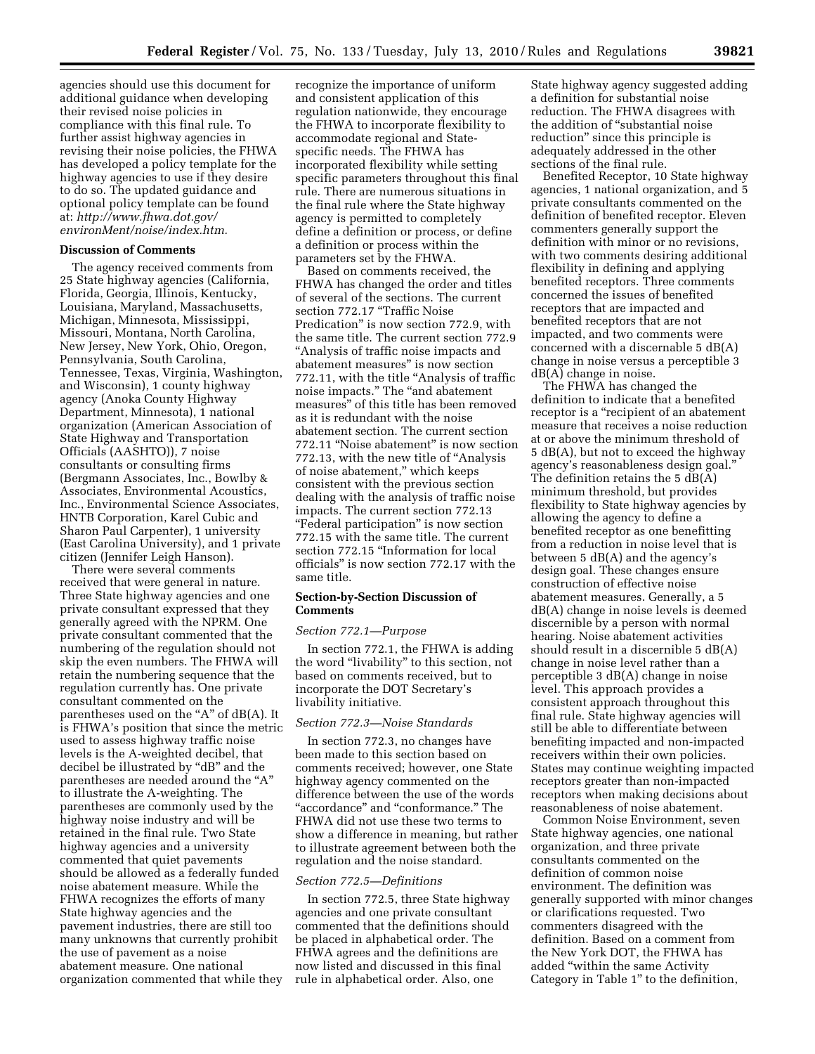agencies should use this document for additional guidance when developing their revised noise policies in compliance with this final rule. To further assist highway agencies in revising their noise policies, the FHWA has developed a policy template for the highway agencies to use if they desire to do so. The updated guidance and optional policy template can be found at: *http://www.fhwa.dot.gov/environMent/noise/index.htm.*

**Discussion of Comments**

The agency received comments from 25 State highway agencies (California, Florida, Georgia, Illinois, Kentucky, Louisiana, Maryland, Massachusetts, Michigan, Minnesota, Mississippi, Missouri, Montana, North Carolina, New Jersey, New York, Ohio, Oregon, Pennsylvania, South Carolina, Tennessee, Texas, Virginia, Washington, and Wisconsin), 1 county highway agency (Anoka County Highway Department, Minnesota), 1 national organization (American Association of State Highway and Transportation Officials (AASHTO)), 7 noise consultants or consulting firms (Bergmann Associates, Inc., Bowlby & Associates, Environmental Acoustics, Inc., Environmental Science Associates, HNTB Corporation, Karel Cubic and Sharon Paul Carpenter), 1 university (East Carolina University), and 1 private citizen (Jennifer Leigh Hanson).

There were several comments received that were general in nature. Three State highway agencies and one private consultant expressed that they generally agreed with the NPRM. One private consultant commented that the numbering of the regulation should not skip the even numbers. The FHWA will retain the numbering sequence that the regulation currently has. One private consultant commented on the parentheses used on the "A" of dB(A). It is FHWA's position that since the metric used to assess highway traffic noise levels is the A-weighted decibel, that decibel be illustrated by "dB" and the parentheses are needed around the "A" to illustrate the A-weighting. The parentheses are commonly used by the highway noise industry and will be retained in the final rule. Two State highway agencies and a university commented that quiet pavements should be allowed as a federally funded noise abatement measure. While the FHWA recognizes the efforts of many State highway agencies and the pavement industries, there are still too many unknowns that currently prohibit the use of pavement as a noise abatement measure. One national organization commented that while they recognize the importance of uniform and consistent application of this regulation nationwide, they encourage the FHWA to incorporate flexibility to accommodate regional and State-specific needs. The FHWA has incorporated flexibility while setting specific parameters throughout this final rule. There are numerous situations in the final rule where the State highway agency is permitted to completely define a definition or process, or define a definition or process within the parameters set by the FHWA.

Based on comments received, the FHWA has changed the order and titles of several of the sections. The current section 772.17 "Traffic Noise Predication" is now section 772.9, with the same title. The current section 772.9 "Analysis of traffic noise impacts and abatement measures" is now section 772.11, with the title "Analysis of traffic noise impacts." The "and abatement measures" of this title has been removed as it is redundant with the noise abatement section. The current section 772.11 "Noise abatement" is now section 772.13, with the new title of "Analysis of noise abatement," which keeps consistent with the previous section dealing with the analysis of traffic noise impacts. The current section 772.13 "Federal participation" is now section 772.15 with the same title. The current section 772.15 "Information for local officials" is now section 772.17 with the same title.

**Section-by-Section Discussion of Comments**

*Section 772.1—Purpose*

In section 772.1, the FHWA is adding the word "livability" to this section, not based on comments received, but to incorporate the DOT Secretary's livability initiative.

*Section 772.3—Noise Standards*

In section 772.3, no changes have been made to this section based on comments received; however, one State highway agency commented on the difference between the use of the words "accordance" and "conformance." The FHWA did not use these two terms to show a difference in meaning, but rather to illustrate agreement between both the regulation and the noise standard.

*Section 772.5—Definitions*

In section 772.5, three State highway agencies and one private consultant commented that the definitions should be placed in alphabetical order. The FHWA agrees and the definitions are now listed and discussed in this final rule in alphabetical order. Also, one State highway agency suggested adding a definition for substantial noise reduction. The FHWA disagrees with the addition of "substantial noise reduction" since this principle is adequately addressed in the other sections of the final rule.

Benefited Receptor, 10 State highway agencies, 1 national organization, and 5 private consultants commented on the definition of benefited receptor. Eleven commenters generally support the definition with minor or no revisions, with two comments desiring additional flexibility in defining and applying benefited receptors. Three comments concerned the issues of benefited receptors that are impacted and benefited receptors that are not impacted, and two comments were concerned with a discernable 5 dB(A) change in noise versus a perceptible 3 dB(A) change in noise.

The FHWA has changed the definition to indicate that a benefited receptor is a "recipient of an abatement measure that receives a noise reduction at or above the minimum threshold of 5 dB(A), but not to exceed the highway agency's reasonableness design goal." The definition retains the 5 dB(A) minimum threshold, but provides flexibility to State highway agencies by allowing the agency to define a benefited receptor as one benefitting from a reduction in noise level that is between 5 dB(A) and the agency's design goal. These changes ensure construction of effective noise abatement measures. Generally, a 5 dB(A) change in noise levels is deemed discernible by a person with normal hearing. Noise abatement activities should result in a discernible 5 dB(A) change in noise level rather than a perceptible 3 dB(A) change in noise level. This approach provides a consistent approach throughout this final rule. State highway agencies will still be able to differentiate between benefiting impacted and non-impacted receivers within their own policies. States may continue weighting impacted receptors greater than non-impacted receptors when making decisions about reasonableness of noise abatement.

Common Noise Environment, seven State highway agencies, one national organization, and three private consultants commented on the definition of common noise environment. The definition was generally supported with minor changes or clarifications requested. Two commenters disagreed with the definition. Based on a comment from the New York DOT, the FHWA has added "within the same Activity Category in Table 1" to the definition,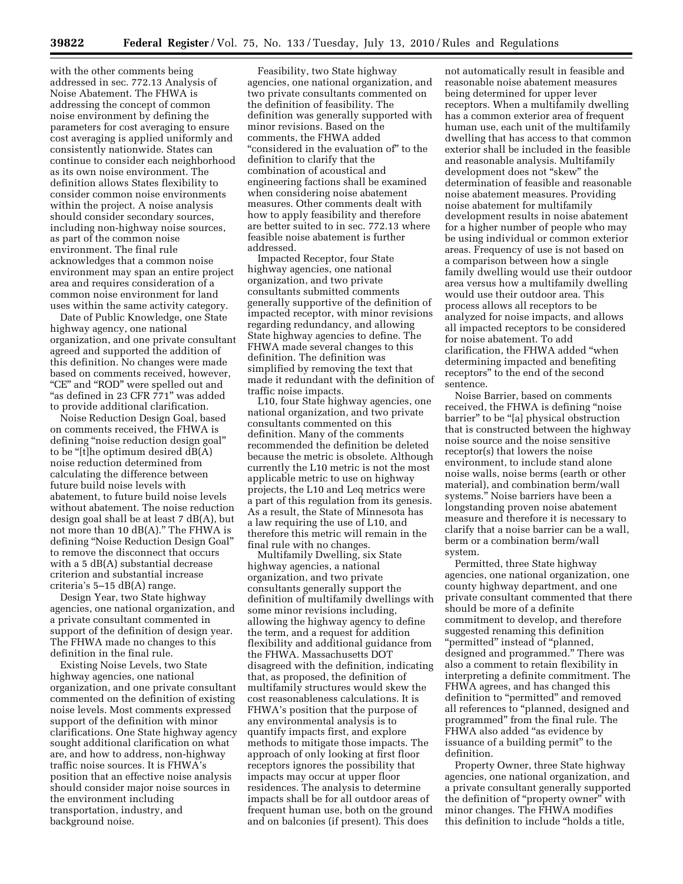with the other comments being addressed in sec. 772.13 Analysis of Noise Abatement. The FHWA is addressing the concept of common noise environment by defining the parameters for cost averaging to ensure cost averaging is applied uniformly and consistently nationwide. States can continue to consider each neighborhood as its own noise environment. The definition allows States flexibility to consider common noise environments within the project. A noise analysis should consider secondary sources, including non-highway noise sources, as part of the common noise environment. The final rule acknowledges that a common noise environment may span an entire project area and requires consideration of a common noise environment for land uses within the same activity category.

Date of Public Knowledge, one State highway agency, one national organization, and one private consultant agreed and supported the addition of this definition. No changes were made based on comments received, however, "CE" and "ROD" were spelled out and "as defined in 23 CFR 771" was added to provide additional clarification.

Noise Reduction Design Goal, based on comments received, the FHWA is defining "noise reduction design goal" to be "[t]he optimum desired dB(A) noise reduction determined from calculating the difference between future build noise levels with abatement, to future build noise levels without abatement. The noise reduction design goal shall be at least 7 dB(A), but not more than 10 dB(A)." The FHWA is defining "Noise Reduction Design Goal" to remove the disconnect that occurs with a 5 dB(A) substantial decrease criterion and substantial increase criteria's 5–15 dB(A) range.

Design Year, two State highway agencies, one national organization, and a private consultant commented in support of the definition of design year. The FHWA made no changes to this definition in the final rule.

Existing Noise Levels, two State highway agencies, one national organization, and one private consultant commented on the definition of existing noise levels. Most comments expressed support of the definition with minor clarifications. One State highway agency sought additional clarification on what are, and how to address, non-highway traffic noise sources. It is FHWA's position that an effective noise analysis should consider major noise sources in the environment including transportation, industry, and background noise.

Feasibility, two State highway agencies, one national organization, and two private consultants commented on the definition of feasibility. The definition was generally supported with minor revisions. Based on the comments, the FHWA added "considered in the evaluation of" to the definition to clarify that the combination of acoustical and engineering factions shall be examined when considering noise abatement measures. Other comments dealt with how to apply feasibility and therefore are better suited to in sec. 772.13 where feasible noise abatement is further addressed.

Impacted Receptor, four State highway agencies, one national organization, and two private consultants submitted comments generally supportive of the definition of impacted receptor, with minor revisions regarding redundancy, and allowing State highway agencies to define. The FHWA made several changes to this definition. The definition was simplified by removing the text that made it redundant with the definition of traffic noise impacts.

L10, four State highway agencies, one national organization, and two private consultants commented on this definition. Many of the comments recommended the definition be deleted because the metric is obsolete. Although currently the L10 metric is not the most applicable metric to use on highway projects, the L10 and Leq metrics were a part of this regulation from its genesis. As a result, the State of Minnesota has a law requiring the use of L10, and therefore this metric will remain in the final rule with no changes.

Multifamily Dwelling, six State highway agencies, a national organization, and two private consultants generally support the definition of multifamily dwellings with some minor revisions including, allowing the highway agency to define the term, and a request for addition flexibility and additional guidance from the FHWA. Massachusetts DOT disagreed with the definition, indicating that, as proposed, the definition of multifamily structures would skew the cost reasonableness calculations. It is FHWA's position that the purpose of any environmental analysis is to quantify impacts first, and explore methods to mitigate those impacts. The approach of only looking at first floor receptors ignores the possibility that impacts may occur at upper floor residences. The analysis to determine impacts shall be for all outdoor areas of frequent human use, both on the ground and on balconies (if present). This does not automatically result in feasible and reasonable noise abatement measures being determined for upper lever receptors. When a multifamily dwelling has a common exterior area of frequent human use, each unit of the multifamily dwelling that has access to that common exterior shall be included in the feasible and reasonable analysis. Multifamily development does not "skew" the determination of feasible and reasonable noise abatement measures. Providing noise abatement for multifamily development results in noise abatement for a higher number of people who may be using individual or common exterior areas. Frequency of use is not based on a comparison between how a single family dwelling would use their outdoor area versus how a multifamily dwelling would use their outdoor area. This process allows all receptors to be analyzed for noise impacts, and allows all impacted receptors to be considered for noise abatement. To add clarification, the FHWA added "when determining impacted and benefiting receptors" to the end of the second sentence.

Noise Barrier, based on comments received, the FHWA is defining "noise barrier" to be "[a] physical obstruction that is constructed between the highway noise source and the noise sensitive receptor(s) that lowers the noise environment, to include stand alone noise walls, noise berms (earth or other material), and combination berm/wall systems." Noise barriers have been a longstanding proven noise abatement measure and therefore it is necessary to clarify that a noise barrier can be a wall, berm or a combination berm/wall system.

Permitted, three State highway agencies, one national organization, one county highway department, and one private consultant commented that there should be more of a definite commitment to develop, and therefore suggested renaming this definition "permitted" instead of "planned, designed and programmed." There was also a comment to retain flexibility in interpreting a definite commitment. The FHWA agrees, and has changed this definition to "permitted" and removed all references to "planned, designed and programmed" from the final rule. The FHWA also added "as evidence by issuance of a building permit" to the definition.

Property Owner, three State highway agencies, one national organization, and a private consultant generally supported the definition of "property owner" with minor changes. The FHWA modifies this definition to include "holds a title,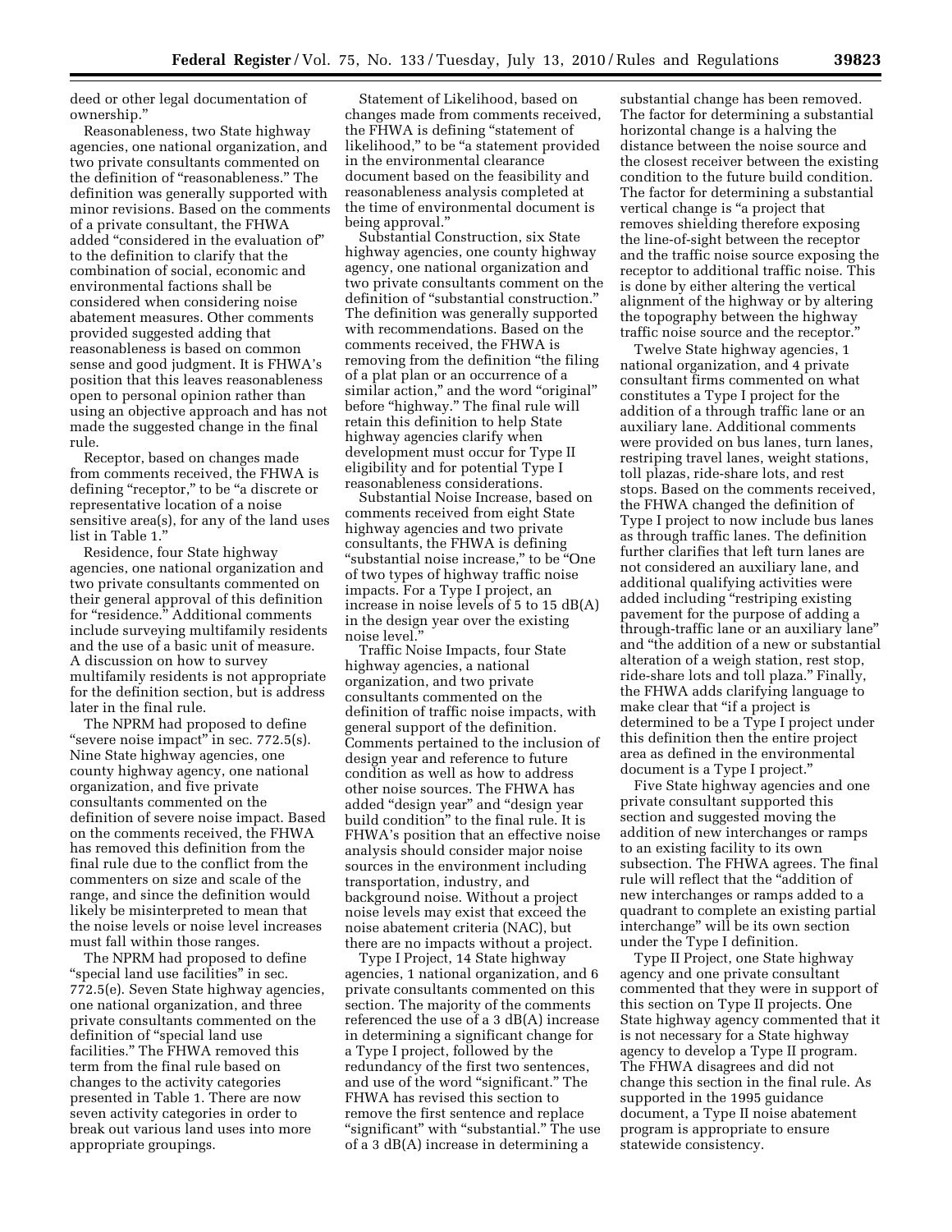deed or other legal documentation of ownership."

Reasonableness, two State highway agencies, one national organization, and two private consultants commented on the definition of "reasonableness." The definition was generally supported with minor revisions. Based on the comments of a private consultant, the FHWA added "considered in the evaluation of" to the definition to clarify that the combination of social, economic and environmental factions shall be considered when considering noise abatement measures. Other comments provided suggested adding that reasonableness is based on common sense and good judgment. It is FHWA's position that this leaves reasonableness open to personal opinion rather than using an objective approach and has not made the suggested change in the final rule.

Receptor, based on changes made from comments received, the FHWA is defining "receptor," to be "a discrete or representative location of a noise sensitive area(s), for any of the land uses list in Table 1."

Residence, four State highway agencies, one national organization and two private consultants commented on their general approval of this definition for "residence." Additional comments include surveying multifamily residents and the use of a basic unit of measure. A discussion on how to survey multifamily residents is not appropriate for the definition section, but is address later in the final rule.

The NPRM had proposed to define "severe noise impact" in sec. 772.5(s). Nine State highway agencies, one county highway agency, one national organization, and five private consultants commented on the definition of severe noise impact. Based on the comments received, the FHWA has removed this definition from the final rule due to the conflict from the commenters on size and scale of the range, and since the definition would likely be misinterpreted to mean that the noise levels or noise level increases must fall within those ranges.

The NPRM had proposed to define "special land use facilities" in sec. 772.5(e). Seven State highway agencies, one national organization, and three private consultants commented on the definition of "special land use facilities." The FHWA removed this term from the final rule based on changes to the activity categories presented in Table 1. There are now seven activity categories in order to break out various land uses into more appropriate groupings.

Statement of Likelihood, based on changes made from comments received, the FHWA is defining "statement of likelihood," to be "a statement provided in the environmental clearance document based on the feasibility and reasonableness analysis completed at the time of environmental document is being approval."

Substantial Construction, six State highway agencies, one county highway agency, one national organization and two private consultants comment on the definition of "substantial construction." The definition was generally supported with recommendations. Based on the comments received, the FHWA is removing from the definition "the filing of a plat plan or an occurrence of a similar action," and the word "original" before "highway." The final rule will retain this definition to help State highway agencies clarify when development must occur for Type II eligibility and for potential Type I reasonableness considerations.

Substantial Noise Increase, based on comments received from eight State highway agencies and two private consultants, the FHWA is defining "substantial noise increase," to be "One of two types of highway traffic noise impacts. For a Type I project, an increase in noise levels of 5 to 15 dB(A) in the design year over the existing noise level."

Traffic Noise Impacts, four State highway agencies, a national organization, and two private consultants commented on the definition of traffic noise impacts, with general support of the definition. Comments pertained to the inclusion of design year and reference to future condition as well as how to address other noise sources. The FHWA has added "design year" and "design year build condition" to the final rule. It is FHWA's position that an effective noise analysis should consider major noise sources in the environment including transportation, industry, and background noise. Without a project noise levels may exist that exceed the noise abatement criteria (NAC), but there are no impacts without a project.

Type I Project, 14 State highway agencies, 1 national organization, and 6 private consultants commented on this section. The majority of the comments referenced the use of a 3 dB(A) increase in determining a significant change for a Type I project, followed by the redundancy of the first two sentences, and use of the word "significant." The FHWA has revised this section to remove the first sentence and replace "significant" with "substantial." The use of a 3 dB(A) increase in determining a substantial change has been removed. The factor for determining a substantial horizontal change is a halving the distance between the noise source and the closest receiver between the existing condition to the future build condition. The factor for determining a substantial vertical change is "a project that removes shielding therefore exposing the line-of-sight between the receptor and the traffic noise source exposing the receptor to additional traffic noise. This is done by either altering the vertical alignment of the highway or by altering the topography between the highway traffic noise source and the receptor."

Twelve State highway agencies, 1 national organization, and 4 private consultant firms commented on what constitutes a Type I project for the addition of a through traffic lane or an auxiliary lane. Additional comments were provided on bus lanes, turn lanes, restriping travel lanes, weight stations, toll plazas, ride-share lots, and rest stops. Based on the comments received, the FHWA changed the definition of Type I project to now include bus lanes as through traffic lanes. The definition further clarifies that left turn lanes are not considered an auxiliary lane, and additional qualifying activities were added including "restriping existing pavement for the purpose of adding a through-traffic lane or an auxiliary lane" and "the addition of a new or substantial alteration of a weigh station, rest stop, ride-share lots and toll plaza." Finally, the FHWA adds clarifying language to make clear that "if a project is determined to be a Type I project under this definition then the entire project area as defined in the environmental document is a Type I project."

Five State highway agencies and one private consultant supported this section and suggested moving the addition of new interchanges or ramps to an existing facility to its own subsection. The FHWA agrees. The final rule will reflect that the "addition of new interchanges or ramps added to a quadrant to complete an existing partial interchange" will be its own section under the Type I definition.

Type II Project, one State highway agency and one private consultant commented that they were in support of this section on Type II projects. One State highway agency commented that it is not necessary for a State highway agency to develop a Type II program. The FHWA disagrees and did not change this section in the final rule. As supported in the 1995 guidance document, a Type II noise abatement program is appropriate to ensure statewide consistency.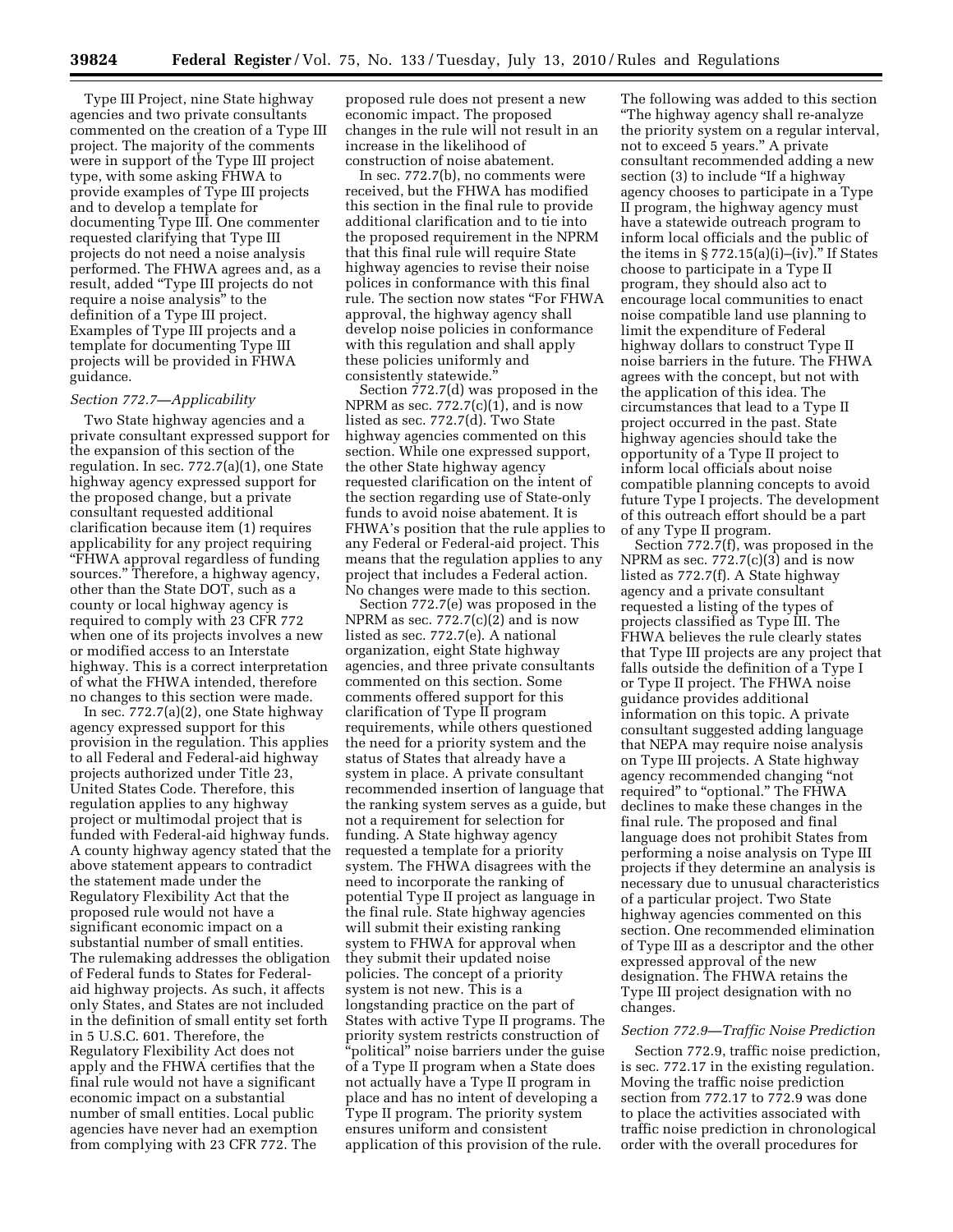Type III Project, nine State highway agencies and two private consultants commented on the creation of a Type III project. The majority of the comments were in support of the Type III project type, with some asking FHWA to provide examples of Type III projects and to develop a template for documenting Type III. One commenter requested clarifying that Type III projects do not need a noise analysis performed. The FHWA agrees and, as a result, added "Type III projects do not require a noise analysis" to the definition of a Type III project. Examples of Type III projects and a template for documenting Type III projects will be provided in FHWA guidance.

*Section 772.7—Applicability*

Two State highway agencies and a private consultant expressed support for the expansion of this section of the regulation. In sec. 772.7(a)(1), one State highway agency expressed support for the proposed change, but a private consultant requested additional clarification because item (1) requires applicability for any project requiring "FHWA approval regardless of funding sources." Therefore, a highway agency, other than the State DOT, such as a county or local highway agency is required to comply with 23 CFR 772 when one of its projects involves a new or modified access to an Interstate highway. This is a correct interpretation of what the FHWA intended, therefore no changes to this section were made.

In sec. 772.7(a)(2), one State highway agency expressed support for this provision in the regulation. This applies to all Federal and Federal-aid highway projects authorized under Title 23, United States Code. Therefore, this regulation applies to any highway project or multimodal project that is funded with Federal-aid highway funds. A county highway agency stated that the above statement appears to contradict the statement made under the Regulatory Flexibility Act that the proposed rule would not have a significant economic impact on a substantial number of small entities. The rulemaking addresses the obligation of Federal funds to States for Federal-aid highway projects. As such, it affects only States, and States are not included in the definition of small entity set forth in 5 U.S.C. 601. Therefore, the Regulatory Flexibility Act does not apply and the FHWA certifies that the final rule would not have a significant economic impact on a substantial number of small entities. Local public agencies have never had an exemption from complying with 23 CFR 772. The proposed rule does not present a new economic impact. The proposed changes in the rule will not result in an increase in the likelihood of construction of noise abatement.

In sec. 772.7(b), no comments were received, but the FHWA has modified this section in the final rule to provide additional clarification and to tie into the proposed requirement in the NPRM that this final rule will require State highway agencies to revise their noise polices in conformance with this final rule. The section now states "For FHWA approval, the highway agency shall develop noise policies in conformance with this regulation and shall apply these policies uniformly and consistently statewide."

Section 772.7(d) was proposed in the NPRM as sec. 772.7(c)(1), and is now listed as sec. 772.7(d). Two State highway agencies commented on this section. While one expressed support, the other State highway agency requested clarification on the intent of the section regarding use of State-only funds to avoid noise abatement. It is FHWA's position that the rule applies to any Federal or Federal-aid project. This means that the regulation applies to any project that includes a Federal action. No changes were made to this section.

Section 772.7(e) was proposed in the NPRM as sec. 772.7(c)(2) and is now listed as sec. 772.7(e). A national organization, eight State highway agencies, and three private consultants commented on this section. Some comments offered support for this clarification of Type II program requirements, while others questioned the need for a priority system and the status of States that already have a system in place. A private consultant recommended insertion of language that the ranking system serves as a guide, but not a requirement for selection for funding. A State highway agency requested a template for a priority system. The FHWA disagrees with the need to incorporate the ranking of potential Type II project as language in the final rule. State highway agencies will submit their existing ranking system to FHWA for approval when they submit their updated noise policies. The concept of a priority system is not new. This is a longstanding practice on the part of States with active Type II programs. The priority system restricts construction of "political" noise barriers under the guise of a Type II program when a State does not actually have a Type II program in place and has no intent of developing a Type II program. The priority system ensures uniform and consistent application of this provision of the rule. The following was added to this section "The highway agency shall re-analyze the priority system on a regular interval, not to exceed 5 years." A private consultant recommended adding a new section (3) to include "If a highway agency chooses to participate in a Type II program, the highway agency must have a statewide outreach program to inform local officials and the public of the items in § 772.15(a)(i)–(iv)." If States choose to participate in a Type II program, they should also act to encourage local communities to enact noise compatible land use planning to limit the expenditure of Federal highway dollars to construct Type II noise barriers in the future. The FHWA agrees with the concept, but not with the application of this idea. The circumstances that lead to a Type II project occurred in the past. State highway agencies should take the opportunity of a Type II project to inform local officials about noise compatible planning concepts to avoid future Type I projects. The development of this outreach effort should be a part of any Type II program.

Section 772.7(f), was proposed in the NPRM as sec. 772.7(c)(3) and is now listed as 772.7(f). A State highway agency and a private consultant requested a listing of the types of projects classified as Type III. The FHWA believes the rule clearly states that Type III projects are any project that falls outside the definition of a Type I or Type II project. The FHWA noise guidance provides additional information on this topic. A private consultant suggested adding language that NEPA may require noise analysis on Type III projects. A State highway agency recommended changing "not required" to "optional." The FHWA declines to make these changes in the final rule. The proposed and final language does not prohibit States from performing a noise analysis on Type III projects if they determine an analysis is necessary due to unusual characteristics of a particular project. Two State highway agencies commented on this section. One recommended elimination of Type III as a descriptor and the other expressed approval of the new designation. The FHWA retains the Type III project designation with no changes.

*Section 772.9—Traffic Noise Prediction*

Section 772.9, traffic noise prediction, is sec. 772.17 in the existing regulation. Moving the traffic noise prediction section from 772.17 to 772.9 was done to place the activities associated with traffic noise prediction in chronological order with the overall procedures for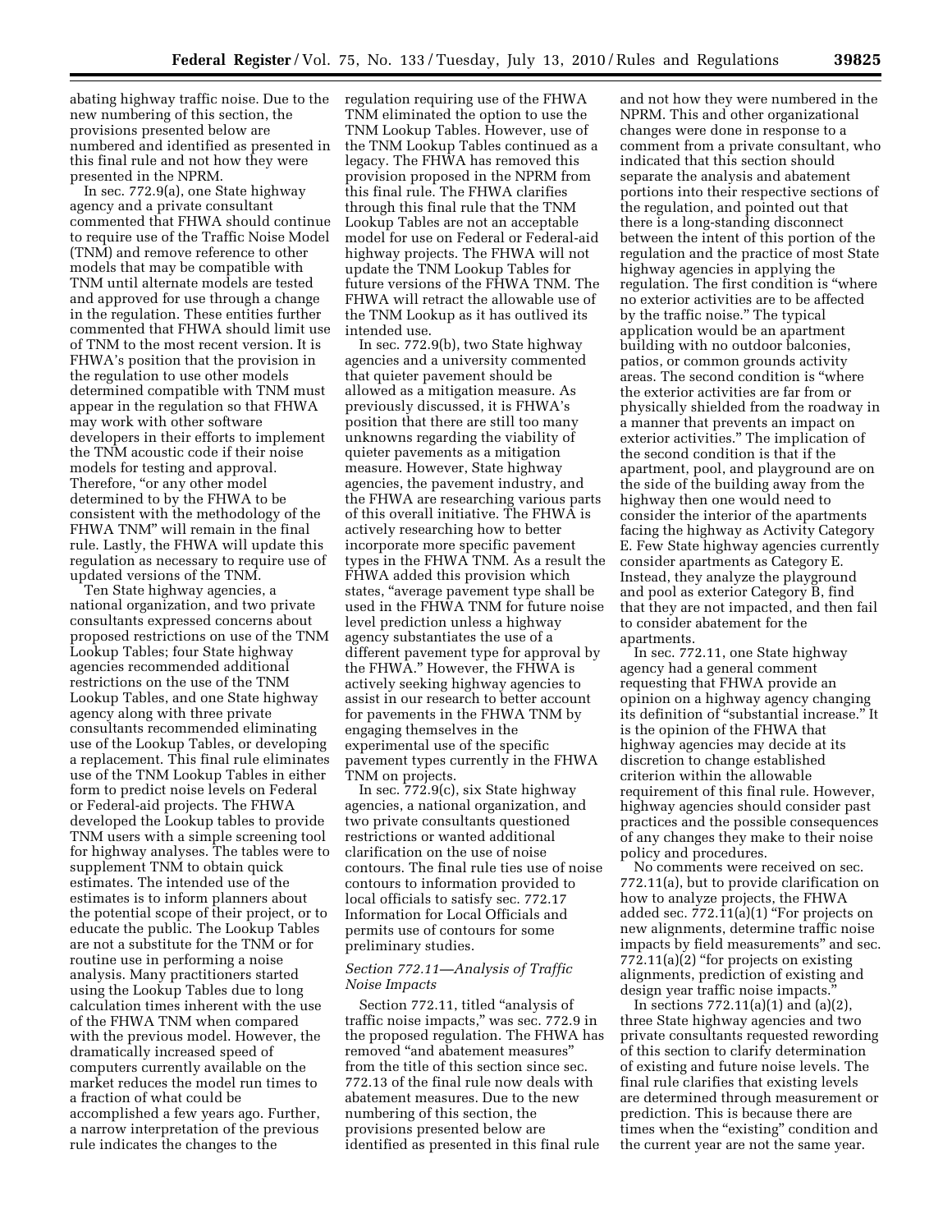abating highway traffic noise. Due to the new numbering of this section, the provisions presented below are numbered and identified as presented in this final rule and not how they were presented in the NPRM.

In sec. 772.9(a), one State highway agency and a private consultant commented that FHWA should continue to require use of the Traffic Noise Model (TNM) and remove reference to other models that may be compatible with TNM until alternate models are tested and approved for use through a change in the regulation. These entities further commented that FHWA should limit use of TNM to the most recent version. It is FHWA's position that the provision in the regulation to use other models determined compatible with TNM must appear in the regulation so that FHWA may work with other software developers in their efforts to implement the TNM acoustic code if their noise models for testing and approval. Therefore, "or any other model determined to by the FHWA to be consistent with the methodology of the FHWA TNM" will remain in the final rule. Lastly, the FHWA will update this regulation as necessary to require use of updated versions of the TNM.

Ten State highway agencies, a national organization, and two private consultants expressed concerns about proposed restrictions on use of the TNM Lookup Tables; four State highway agencies recommended additional restrictions on the use of the TNM Lookup Tables, and one State highway agency along with three private consultants recommended eliminating use of the Lookup Tables, or developing a replacement. This final rule eliminates use of the TNM Lookup Tables in either form to predict noise levels on Federal or Federal-aid projects. The FHWA developed the Lookup tables to provide TNM users with a simple screening tool for highway analyses. The tables were to supplement TNM to obtain quick estimates. The intended use of the estimates is to inform planners about the potential scope of their project, or to educate the public. The Lookup Tables are not a substitute for the TNM or for routine use in performing a noise analysis. Many practitioners started using the Lookup Tables due to long calculation times inherent with the use of the FHWA TNM when compared with the previous model. However, the dramatically increased speed of computers currently available on the market reduces the model run times to a fraction of what could be accomplished a few years ago. Further, a narrow interpretation of the previous rule indicates the changes to the regulation requiring use of the FHWA TNM eliminated the option to use the TNM Lookup Tables. However, use of the TNM Lookup Tables continued as a legacy. The FHWA has removed this provision proposed in the NPRM from this final rule. The FHWA clarifies through this final rule that the TNM Lookup Tables are not an acceptable model for use on Federal or Federal-aid highway projects. The FHWA will not update the TNM Lookup Tables for future versions of the FHWA TNM. The FHWA will retract the allowable use of the TNM Lookup as it has outlived its intended use.

In sec. 772.9(b), two State highway agencies and a university commented that quieter pavement should be allowed as a mitigation measure. As previously discussed, it is FHWA's position that there are still too many unknowns regarding the viability of quieter pavements as a mitigation measure. However, State highway agencies, the pavement industry, and the FHWA are researching various parts of this overall initiative. The FHWA is actively researching how to better incorporate more specific pavement types in the FHWA TNM. As a result the FHWA added this provision which states, "average pavement type shall be used in the FHWA TNM for future noise level prediction unless a highway agency substantiates the use of a different pavement type for approval by the FHWA." However, the FHWA is actively seeking highway agencies to assist in our research to better account for pavements in the FHWA TNM by engaging themselves in the experimental use of the specific pavement types currently in the FHWA TNM on projects.

In sec. 772.9(c), six State highway agencies, a national organization, and two private consultants questioned restrictions or wanted additional clarification on the use of noise contours. The final rule ties use of noise contours to information provided to local officials to satisfy sec. 772.17 Information for Local Officials and permits use of contours for some preliminary studies.

### *Section 772.11—Analysis of Traffic Noise Impacts*

Section 772.11, titled "analysis of traffic noise impacts," was sec. 772.9 in the proposed regulation. The FHWA has removed "and abatement measures" from the title of this section since sec. 772.13 of the final rule now deals with abatement measures. Due to the new numbering of this section, the provisions presented below are identified as presented in this final rule and not how they were numbered in the NPRM. This and other organizational changes were done in response to a comment from a private consultant, who indicated that this section should separate the analysis and abatement portions into their respective sections of the regulation, and pointed out that there is a long-standing disconnect between the intent of this portion of the regulation and the practice of most State highway agencies in applying the regulation. The first condition is "where no exterior activities are to be affected by the traffic noise." The typical application would be an apartment building with no outdoor balconies, patios, or common grounds activity areas. The second condition is "where the exterior activities are far from or physically shielded from the roadway in a manner that prevents an impact on exterior activities." The implication of the second condition is that if the apartment, pool, and playground are on the side of the building away from the highway then one would need to consider the interior of the apartments facing the highway as Activity Category E. Few State highway agencies currently consider apartments as Category E. Instead, they analyze the playground and pool as exterior Category B, find that they are not impacted, and then fail to consider abatement for the apartments.

In sec. 772.11, one State highway agency had a general comment requesting that FHWA provide an opinion on a highway agency changing its definition of "substantial increase." It is the opinion of the FHWA that highway agencies may decide at its discretion to change established criterion within the allowable requirement of this final rule. However, highway agencies should consider past practices and the possible consequences of any changes they make to their noise policy and procedures.

No comments were received on sec. 772.11(a), but to provide clarification on how to analyze projects, the FHWA added sec. 772.11(a)(1) "For projects on new alignments, determine traffic noise impacts by field measurements" and sec. 772.11(a)(2) "for projects on existing alignments, prediction of existing and design year traffic noise impacts."

In sections 772.11(a)(1) and (a)(2), three State highway agencies and two private consultants requested rewording of this section to clarify determination of existing and future noise levels. The final rule clarifies that existing levels are determined through measurement or prediction. This is because there are times when the "existing" condition and the current year are not the same year.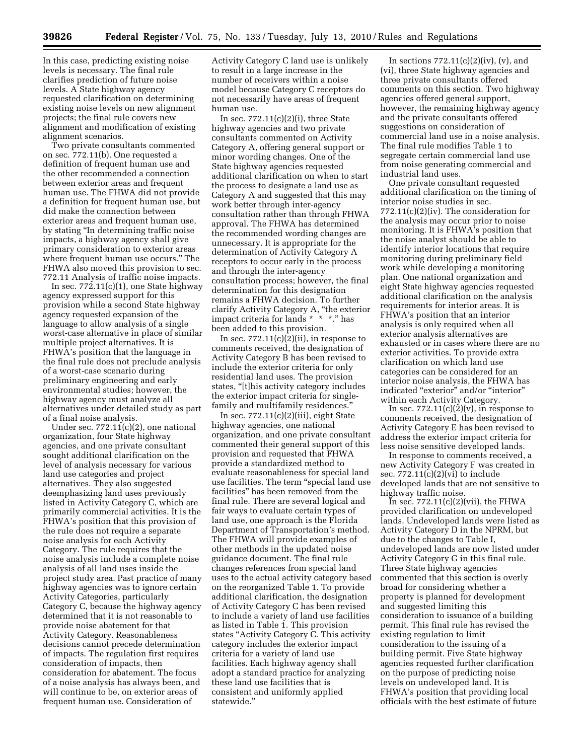In this case, predicting existing noise levels is necessary. The final rule clarifies prediction of future noise levels. A State highway agency requested clarification on determining existing noise levels on new alignment projects; the final rule covers new alignment and modification of existing alignment scenarios.

Two private consultants commented on sec. 772.11(b). One requested a definition of frequent human use and the other recommended a connection between exterior areas and frequent human use. The FHWA did not provide a definition for frequent human use, but did make the connection between exterior areas and frequent human use, by stating "In determining traffic noise impacts, a highway agency shall give primary consideration to exterior areas where frequent human use occurs." The FHWA also moved this provision to sec. 772.11 Analysis of traffic noise impacts.

In sec. 772.11(c)(1), one State highway agency expressed support for this provision while a second State highway agency requested expansion of the language to allow analysis of a single worst-case alternative in place of similar multiple project alternatives. It is FHWA's position that the language in the final rule does not preclude analysis of a worst-case scenario during preliminary engineering and early environmental studies; however, the highway agency must analyze all alternatives under detailed study as part of a final noise analysis.

Under sec. 772.11(c)(2), one national organization, four State highway agencies, and one private consultant sought additional clarification on the level of analysis necessary for various land use categories and project alternatives. They also suggested deemphasizing land uses previously listed in Activity Category C, which are primarily commercial activities. It is the FHWA's position that this provision of the rule does not require a separate noise analysis for each Activity Category. The rule requires that the noise analysis include a complete noise analysis of all land uses inside the project study area. Past practice of many highway agencies was to ignore certain Activity Categories, particularly Category C, because the highway agency determined that it is not reasonable to provide noise abatement for that Activity Category. Reasonableness decisions cannot precede determination of impacts. The regulation first requires consideration of impacts, then consideration for abatement. The focus of a noise analysis has always been, and will continue to be, on exterior areas of frequent human use. Consideration of Activity Category C land use is unlikely to result in a large increase in the number of receivers within a noise model because Category C receptors do not necessarily have areas of frequent human use.

In sec. 772.11(c)(2)(i), three State highway agencies and two private consultants commented on Activity Category A, offering general support or minor wording changes. One of the State highway agencies requested additional clarification on when to start the process to designate a land use as Category A and suggested that this may work better through inter-agency consultation rather than through FHWA approval. The FHWA has determined the recommended wording changes are unnecessary. It is appropriate for the determination of Activity Category A receptors to occur early in the process and through the inter-agency consultation process; however, the final determination for this designation remains a FHWA decision. To further clarify Activity Category A, "the exterior impact criteria for lands * * *." has been added to this provision.

In sec. 772.11(c)(2)(ii), in response to comments received, the designation of Activity Category B has been revised to include the exterior criteria for only residential land uses. The provision states, "[t]his activity category includes the exterior impact criteria for single-family and multifamily residences."

In sec. 772.11(c)(2)(iii), eight State highway agencies, one national organization, and one private consultant commented their general support of this provision and requested that FHWA provide a standardized method to evaluate reasonableness for special land use facilities. The term "special land use facilities" has been removed from the final rule. There are several logical and fair ways to evaluate certain types of land use, one approach is the Florida Department of Transportation's method. The FHWA will provide examples of other methods in the updated noise guidance document. The final rule changes references from special land uses to the actual activity category based on the reorganized Table 1. To provide additional clarification, the designation of Activity Category C has been revised to include a variety of land use facilities as listed in Table 1. This provision states "Activity Category C. This activity category includes the exterior impact criteria for a variety of land use facilities. Each highway agency shall adopt a standard practice for analyzing these land use facilities that is consistent and uniformly applied statewide."

In sections 772.11(c)(2)(iv), (v), and (vi), three State highway agencies and three private consultants offered comments on this section. Two highway agencies offered general support, however, the remaining highway agency and the private consultants offered suggestions on consideration of commercial land use in a noise analysis. The final rule modifies Table 1 to segregate certain commercial land use from noise generating commercial and industrial land uses.

One private consultant requested additional clarification on the timing of interior noise studies in sec. 772.11(c)(2)(iv). The consideration for the analysis may occur prior to noise monitoring. It is FHWA's position that the noise analyst should be able to identify interior locations that require monitoring during preliminary field work while developing a monitoring plan. One national organization and eight State highway agencies requested additional clarification on the analysis requirements for interior areas. It is FHWA's position that an interior analysis is only required when all exterior analysis alternatives are exhausted or in cases where there are no exterior activities. To provide extra clarification on which land use categories can be considered for an interior noise analysis, the FHWA has indicated "exterior" and/or "interior" within each Activity Category.

In sec. 772.11(c)(2)(v), in response to comments received, the designation of Activity Category E has been revised to address the exterior impact criteria for less noise sensitive developed lands.

In response to comments received, a new Activity Category F was created in sec. 772.11(c)(2)(vi) to include developed lands that are not sensitive to highway traffic noise.

In sec. 772.11(c)(2)(vii), the FHWA provided clarification on undeveloped lands. Undeveloped lands were listed as Activity Category D in the NPRM, but due to the changes to Table I, undeveloped lands are now listed under Activity Category G in this final rule. Three State highway agencies commented that this section is overly broad for considering whether a property is planned for development and suggested limiting this consideration to issuance of a building permit. This final rule has revised the existing regulation to limit consideration to the issuing of a building permit. Five State highway agencies requested further clarification on the purpose of predicting noise levels on undeveloped land. It is FHWA's position that providing local officials with the best estimate of future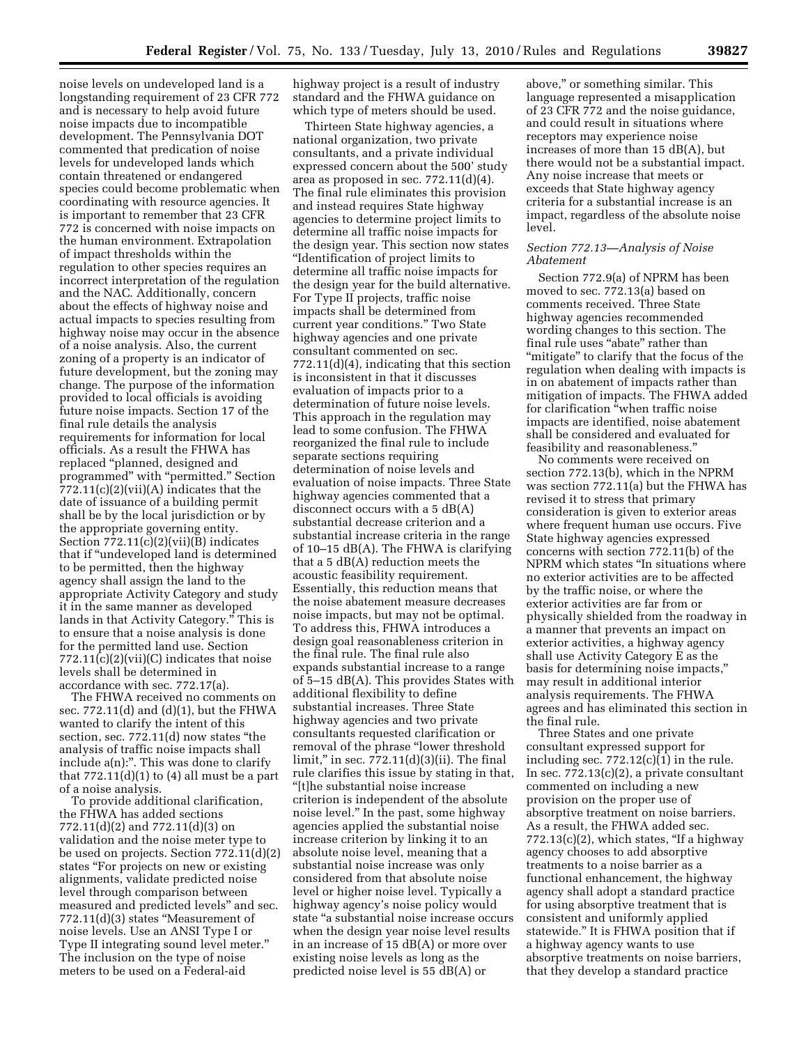noise levels on undeveloped land is a longstanding requirement of 23 CFR 772 and is necessary to help avoid future noise impacts due to incompatible development. The Pennsylvania DOT commented that predication of noise levels for undeveloped lands which contain threatened or endangered species could become problematic when coordinating with resource agencies. It is important to remember that 23 CFR 772 is concerned with noise impacts on the human environment. Extrapolation of impact thresholds within the regulation to other species requires an incorrect interpretation of the regulation and the NAC. Additionally, concern about the effects of highway noise and actual impacts to species resulting from highway noise may occur in the absence of a noise analysis. Also, the current zoning of a property is an indicator of future development, but the zoning may change. The purpose of the information provided to local officials is avoiding future noise impacts. Section 17 of the final rule details the analysis requirements for information for local officials. As a result the FHWA has replaced "planned, designed and programmed" with "permitted." Section 772.11(c)(2)(vii)(A) indicates that the date of issuance of a building permit shall be by the local jurisdiction or by the appropriate governing entity. Section 772.11(c)(2)(vii)(B) indicates that if "undeveloped land is determined to be permitted, then the highway agency shall assign the land to the appropriate Activity Category and study it in the same manner as developed lands in that Activity Category." This is to ensure that a noise analysis is done for the permitted land use. Section 772.11(c)(2)(vii)(C) indicates that noise levels shall be determined in accordance with sec. 772.17(a).

The FHWA received no comments on sec. 772.11(d) and (d)(1), but the FHWA wanted to clarify the intent of this section, sec. 772.11(d) now states "the analysis of traffic noise impacts shall include a(n):". This was done to clarify that 772.11(d)(1) to (4) all must be a part of a noise analysis.

To provide additional clarification, the FHWA has added sections 772.11(d)(2) and 772.11(d)(3) on validation and the noise meter type to be used on projects. Section 772.11(d)(2) states "For projects on new or existing alignments, validate predicted noise level through comparison between measured and predicted levels" and sec. 772.11(d)(3) states "Measurement of noise levels. Use an ANSI Type I or Type II integrating sound level meter." The inclusion on the type of noise meters to be used on a Federal-aid highway project is a result of industry standard and the FHWA guidance on which type of meters should be used.

Thirteen State highway agencies, a national organization, two private consultants, and a private individual expressed concern about the 500' study area as proposed in sec. 772.11(d)(4). The final rule eliminates this provision and instead requires State highway agencies to determine project limits to determine all traffic noise impacts for the design year. This section now states "Identification of project limits to determine all traffic noise impacts for the design year for the build alternative. For Type II projects, traffic noise impacts shall be determined from current year conditions." Two State highway agencies and one private consultant commented on sec. 772.11(d)(4), indicating that this section is inconsistent in that it discusses evaluation of impacts prior to a determination of future noise levels. This approach in the regulation may lead to some confusion. The FHWA reorganized the final rule to include separate sections requiring determination of noise levels and evaluation of noise impacts. Three State highway agencies commented that a disconnect occurs with a 5 dB(A) substantial decrease criterion and a substantial increase criteria in the range of 10–15 dB(A). The FHWA is clarifying that a 5 dB(A) reduction meets the acoustic feasibility requirement. Essentially, this reduction means that the noise abatement measure decreases noise impacts, but may not be optimal. To address this, FHWA introduces a design goal reasonableness criterion in the final rule. The final rule also expands substantial increase to a range of 5–15 dB(A). This provides States with additional flexibility to define substantial increases. Three State highway agencies and two private consultants requested clarification or removal of the phrase "lower threshold limit," in sec. 772.11(d)(3)(ii). The final rule clarifies this issue by stating in that, "[t]he substantial noise increase criterion is independent of the absolute noise level." In the past, some highway agencies applied the substantial noise increase criterion by linking it to an absolute noise level, meaning that a substantial noise increase was only considered from that absolute noise level or higher noise level. Typically a highway agency's noise policy would state "a substantial noise increase occurs when the design year noise level results in an increase of 15 dB(A) or more over existing noise levels as long as the predicted noise level is 55 dB(A) or above," or something similar. This language represented a misapplication of 23 CFR 772 and the noise guidance, and could result in situations where receptors may experience noise increases of more than 15 dB(A), but there would not be a substantial impact. Any noise increase that meets or exceeds that State highway agency criteria for a substantial increase is an impact, regardless of the absolute noise level.

### *Section 772.13—Analysis of Noise Abatement*

Section 772.9(a) of NPRM has been moved to sec. 772.13(a) based on comments received. Three State highway agencies recommended wording changes to this section. The final rule uses "abate" rather than "mitigate" to clarify that the focus of the regulation when dealing with impacts is in on abatement of impacts rather than mitigation of impacts. The FHWA added for clarification "when traffic noise impacts are identified, noise abatement shall be considered and evaluated for feasibility and reasonableness."

No comments were received on section 772.13(b), which in the NPRM was section 772.11(a) but the FHWA has revised it to stress that primary consideration is given to exterior areas where frequent human use occurs. Five State highway agencies expressed concerns with section 772.11(b) of the NPRM which states "In situations where no exterior activities are to be affected by the traffic noise, or where the exterior activities are far from or physically shielded from the roadway in a manner that prevents an impact on exterior activities, a highway agency shall use Activity Category E as the basis for determining noise impacts," may result in additional interior analysis requirements. The FHWA agrees and has eliminated this section in the final rule.

Three States and one private consultant expressed support for including sec. 772.12(c)(1) in the rule. In sec. 772.13(c)(2), a private consultant commented on including a new provision on the proper use of absorptive treatment on noise barriers. As a result, the FHWA added sec. 772.13(c)(2), which states, "If a highway agency chooses to add absorptive treatments to a noise barrier as a functional enhancement, the highway agency shall adopt a standard practice for using absorptive treatment that is consistent and uniformly applied statewide." It is FHWA position that if a highway agency wants to use absorptive treatments on noise barriers, that they develop a standard practice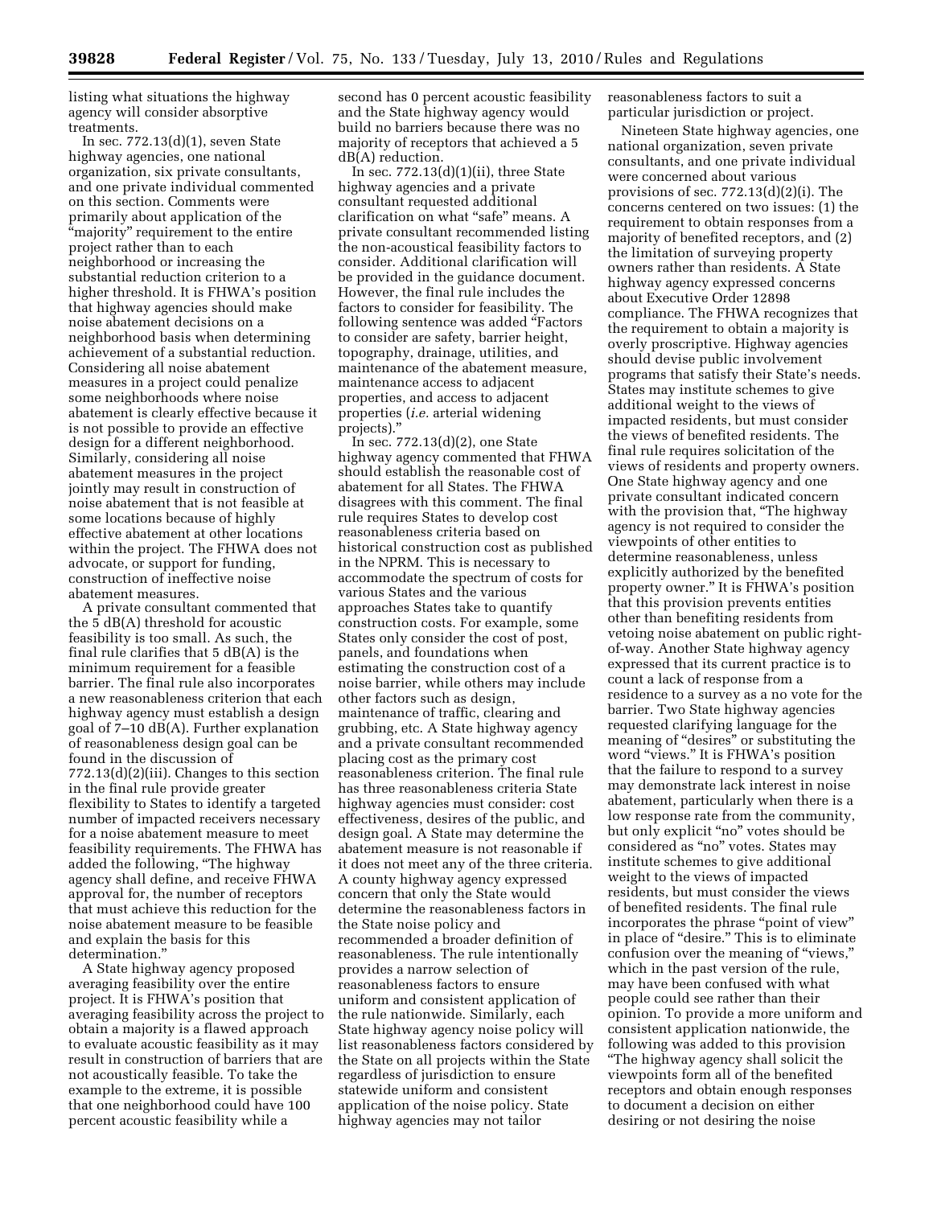listing what situations the highway agency will consider absorptive treatments.

In sec. 772.13(d)(1), seven State highway agencies, one national organization, six private consultants, and one private individual commented on this section. Comments were primarily about application of the "majority" requirement to the entire project rather than to each neighborhood or increasing the substantial reduction criterion to a higher threshold. It is FHWA's position that highway agencies should make noise abatement decisions on a neighborhood basis when determining achievement of a substantial reduction. Considering all noise abatement measures in a project could penalize some neighborhoods where noise abatement is clearly effective because it is not possible to provide an effective design for a different neighborhood. Similarly, considering all noise abatement measures in the project jointly may result in construction of noise abatement that is not feasible at some locations because of highly effective abatement at other locations within the project. The FHWA does not advocate, or support for funding, construction of ineffective noise abatement measures.

A private consultant commented that the 5 dB(A) threshold for acoustic feasibility is too small. As such, the final rule clarifies that 5 dB(A) is the minimum requirement for a feasible barrier. The final rule also incorporates a new reasonableness criterion that each highway agency must establish a design goal of 7–10 dB(A). Further explanation of reasonableness design goal can be found in the discussion of 772.13(d)(2)(iii). Changes to this section in the final rule provide greater flexibility to States to identify a targeted number of impacted receivers necessary for a noise abatement measure to meet feasibility requirements. The FHWA has added the following, "The highway agency shall define, and receive FHWA approval for, the number of receptors that must achieve this reduction for the noise abatement measure to be feasible and explain the basis for this determination."

A State highway agency proposed averaging feasibility over the entire project. It is FHWA's position that averaging feasibility across the project to obtain a majority is a flawed approach to evaluate acoustic feasibility as it may result in construction of barriers that are not acoustically feasible. To take the example to the extreme, it is possible that one neighborhood could have 100 percent acoustic feasibility while a second has 0 percent acoustic feasibility and the State highway agency would build no barriers because there was no majority of receptors that achieved a 5 dB(A) reduction.

In sec. 772.13(d)(1)(ii), three State highway agencies and a private consultant requested additional clarification on what "safe" means. A private consultant recommended listing the non-acoustical feasibility factors to consider. Additional clarification will be provided in the guidance document. However, the final rule includes the factors to consider for feasibility. The following sentence was added "Factors to consider are safety, barrier height, topography, drainage, utilities, and maintenance of the abatement measure, maintenance access to adjacent properties, and access to adjacent properties (*i.e.* arterial widening projects)."

In sec. 772.13(d)(2), one State highway agency commented that FHWA should establish the reasonable cost of abatement for all States. The FHWA disagrees with this comment. The final rule requires States to develop cost reasonableness criteria based on historical construction cost as published in the NPRM. This is necessary to accommodate the spectrum of costs for various States and the various approaches States take to quantify construction costs. For example, some States only consider the cost of post, panels, and foundations when estimating the construction cost of a noise barrier, while others may include other factors such as design, maintenance of traffic, clearing and grubbing, etc. A State highway agency and a private consultant recommended placing cost as the primary cost reasonableness criterion. The final rule has three reasonableness criteria State highway agencies must consider: cost effectiveness, desires of the public, and design goal. A State may determine the abatement measure is not reasonable if it does not meet any of the three criteria. A county highway agency expressed concern that only the State would determine the reasonableness factors in the State noise policy and recommended a broader definition of reasonableness. The rule intentionally provides a narrow selection of reasonableness factors to ensure uniform and consistent application of the rule nationwide. Similarly, each State highway agency noise policy will list reasonableness factors considered by the State on all projects within the State regardless of jurisdiction to ensure statewide uniform and consistent application of the noise policy. State highway agencies may not tailor reasonableness factors to suit a particular jurisdiction or project.

Nineteen State highway agencies, one national organization, seven private consultants, and one private individual were concerned about various provisions of sec. 772.13(d)(2)(i). The concerns centered on two issues: (1) the requirement to obtain responses from a majority of benefited receptors, and (2) the limitation of surveying property owners rather than residents. A State highway agency expressed concerns about Executive Order 12898 compliance. The FHWA recognizes that the requirement to obtain a majority is overly proscriptive. Highway agencies should devise public involvement programs that satisfy their State's needs. States may institute schemes to give additional weight to the views of impacted residents, but must consider the views of benefited residents. The final rule requires solicitation of the views of residents and property owners. One State highway agency and one private consultant indicated concern with the provision that, "The highway agency is not required to consider the viewpoints of other entities to determine reasonableness, unless explicitly authorized by the benefited property owner." It is FHWA's position that this provision prevents entities other than benefiting residents from vetoing noise abatement on public right-of-way. Another State highway agency expressed that its current practice is to count a lack of response from a residence to a survey as a no vote for the barrier. Two State highway agencies requested clarifying language for the meaning of "desires" or substituting the word "views." It is FHWA's position that the failure to respond to a survey may demonstrate lack interest in noise abatement, particularly when there is a low response rate from the community, but only explicit "no" votes should be considered as "no" votes. States may institute schemes to give additional weight to the views of impacted residents, but must consider the views of benefited residents. The final rule incorporates the phrase "point of view" in place of "desire." This is to eliminate confusion over the meaning of "views," which in the past version of the rule, may have been confused with what people could see rather than their opinion. To provide a more uniform and consistent application nationwide, the following was added to this provision "The highway agency shall solicit the viewpoints form all of the benefited receptors and obtain enough responses to document a decision on either desiring or not desiring the noise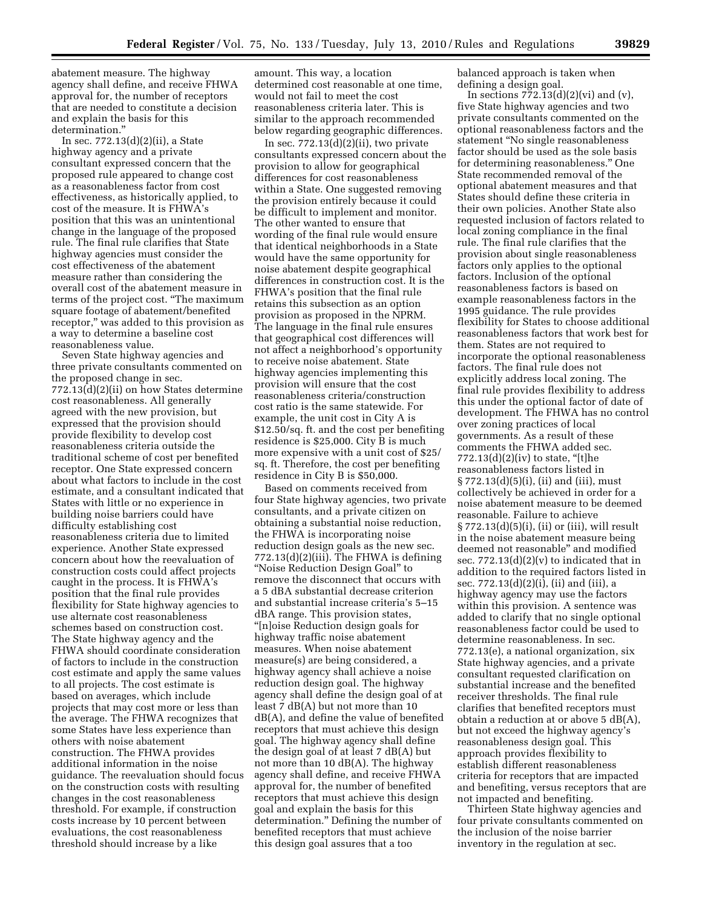abatement measure. The highway agency shall define, and receive FHWA approval for, the number of receptors that are needed to constitute a decision and explain the basis for this determination."

In sec. 772.13(d)(2)(ii), a State highway agency and a private consultant expressed concern that the proposed rule appeared to change cost as a reasonableness factor from cost effectiveness, as historically applied, to cost of the measure. It is FHWA's position that this was an unintentional change in the language of the proposed rule. The final rule clarifies that State highway agencies must consider the cost effectiveness of the abatement measure rather than considering the overall cost of the abatement measure in terms of the project cost. "The maximum square footage of abatement/benefited receptor," was added to this provision as a way to determine a baseline cost reasonableness value.

Seven State highway agencies and three private consultants commented on the proposed change in sec. 772.13(d)(2)(ii) on how States determine cost reasonableness. All generally agreed with the new provision, but expressed that the provision should provide flexibility to develop cost reasonableness criteria outside the traditional scheme of cost per benefited receptor. One State expressed concern about what factors to include in the cost estimate, and a consultant indicated that States with little or no experience in building noise barriers could have difficulty establishing cost reasonableness criteria due to limited experience. Another State expressed concern about how the reevaluation of construction costs could affect projects caught in the process. It is FHWA's position that the final rule provides flexibility for State highway agencies to use alternate cost reasonableness schemes based on construction cost. The State highway agency and the FHWA should coordinate consideration of factors to include in the construction cost estimate and apply the same values to all projects. The cost estimate is based on averages, which include projects that may cost more or less than the average. The FHWA recognizes that some States have less experience than others with noise abatement construction. The FHWA provides additional information in the noise guidance. The reevaluation should focus on the construction costs with resulting changes in the cost reasonableness threshold. For example, if construction costs increase by 10 percent between evaluations, the cost reasonableness threshold should increase by a like amount. This way, a location determined cost reasonable at one time, would not fail to meet the cost reasonableness criteria later. This is similar to the approach recommended below regarding geographic differences.

In sec. 772.13(d)(2)(ii), two private consultants expressed concern about the provision to allow for geographical differences for cost reasonableness within a State. One suggested removing the provision entirely because it could be difficult to implement and monitor. The other wanted to ensure that wording of the final rule would ensure that identical neighborhoods in a State would have the same opportunity for noise abatement despite geographical differences in construction cost. It is the FHWA's position that the final rule retains this subsection as an option provision as proposed in the NPRM. The language in the final rule ensures that geographical cost differences will not affect a neighborhood's opportunity to receive noise abatement. State highway agencies implementing this provision will ensure that the cost reasonableness criteria/construction cost ratio is the same statewide. For example, the unit cost in City A is \$12.50/sq. ft. and the cost per benefiting residence is \$25,000. City B is much more expensive with a unit cost of \$25/sq. ft. Therefore, the cost per benefiting residence in City B is \$50,000.

Based on comments received from four State highway agencies, two private consultants, and a private citizen on obtaining a substantial noise reduction, the FHWA is incorporating noise reduction design goals as the new sec. 772.13(d)(2)(iii). The FHWA is defining "Noise Reduction Design Goal" to remove the disconnect that occurs with a 5 dBA substantial decrease criterion and substantial increase criteria's 5–15 dBA range. This provision states, "[n]oise Reduction design goals for highway traffic noise abatement measures. When noise abatement measure(s) are being considered, a highway agency shall achieve a noise reduction design goal. The highway agency shall define the design goal of at least 7 dB(A) but not more than 10 dB(A), and define the value of benefited receptors that must achieve this design goal. The highway agency shall define the design goal of at least 7 dB(A) but not more than 10 dB(A). The highway agency shall define, and receive FHWA approval for, the number of benefited receptors that must achieve this design goal and explain the basis for this determination." Defining the number of benefited receptors that must achieve this design goal assures that a too balanced approach is taken when defining a design goal.

In sections 772.13(d)(2)(vi) and (v), five State highway agencies and two private consultants commented on the optional reasonableness factors and the statement "No single reasonableness factor should be used as the sole basis for determining reasonableness." One State recommended removal of the optional abatement measures and that States should define these criteria in their own policies. Another State also requested inclusion of factors related to local zoning compliance in the final rule. The final rule clarifies that the provision about single reasonableness factors only applies to the optional factors. Inclusion of the optional reasonableness factors is based on example reasonableness factors in the 1995 guidance. The rule provides flexibility for States to choose additional reasonableness factors that work best for them. States are not required to incorporate the optional reasonableness factors. The final rule does not explicitly address local zoning. The final rule provides flexibility to address this under the optional factor of date of development. The FHWA has no control over zoning practices of local governments. As a result of these comments the FHWA added sec. 772.13(d)(2)(iv) to state, "[t]he reasonableness factors listed in § 772.13(d)(5)(i), (ii) and (iii), must collectively be achieved in order for a noise abatement measure to be deemed reasonable. Failure to achieve § 772.13(d)(5)(i), (ii) or (iii), will result in the noise abatement measure being deemed not reasonable" and modified sec. 772.13(d)(2)(v) to indicated that in addition to the required factors listed in sec. 772.13(d)(2)(i), (ii) and (iii), a highway agency may use the factors within this provision. A sentence was added to clarify that no single optional reasonableness factor could be used to determine reasonableness. In sec. 772.13(e), a national organization, six State highway agencies, and a private consultant requested clarification on substantial increase and the benefited receiver thresholds. The final rule clarifies that benefited receptors must obtain a reduction at or above 5 dB(A), but not exceed the highway agency's reasonableness design goal. This approach provides flexibility to establish different reasonableness criteria for receptors that are impacted and benefiting, versus receptors that are not impacted and benefiting.

Thirteen State highway agencies and four private consultants commented on the inclusion of the noise barrier inventory in the regulation at sec.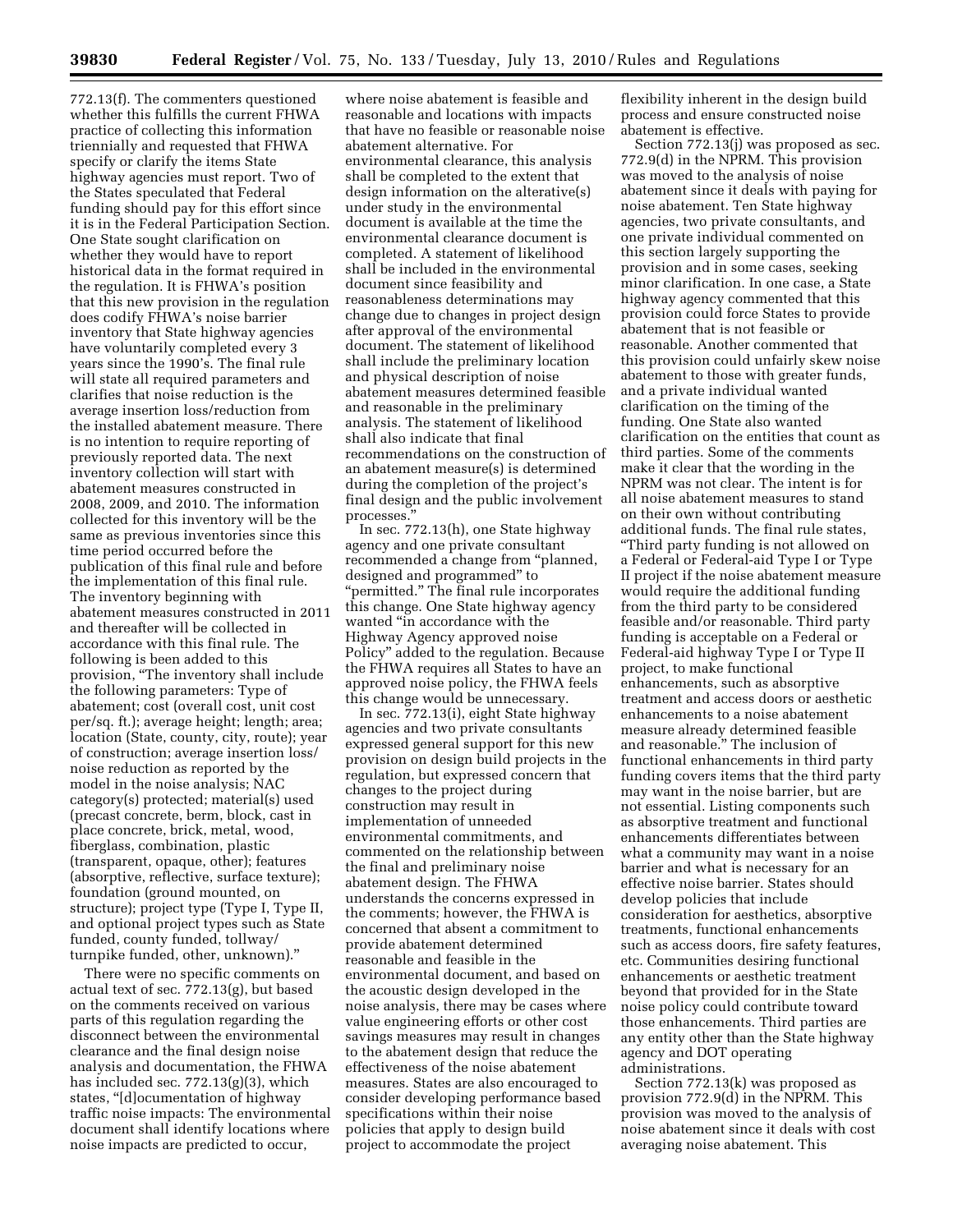772.13(f). The commenters questioned whether this fulfills the current FHWA practice of collecting this information triennially and requested that FHWA specify or clarify the items State highway agencies must report. Two of the States speculated that Federal funding should pay for this effort since it is in the Federal Participation Section. One State sought clarification on whether they would have to report historical data in the format required in the regulation. It is FHWA's position that this new provision in the regulation does codify FHWA's noise barrier inventory that State highway agencies have voluntarily completed every 3 years since the 1990's. The final rule will state all required parameters and clarifies that noise reduction is the average insertion loss/reduction from the installed abatement measure. There is no intention to require reporting of previously reported data. The next inventory collection will start with abatement measures constructed in 2008, 2009, and 2010. The information collected for this inventory will be the same as previous inventories since this time period occurred before the publication of this final rule and before the implementation of this final rule. The inventory beginning with abatement measures constructed in 2011 and thereafter will be collected in accordance with this final rule. The following is been added to this provision, "The inventory shall include the following parameters: Type of abatement; cost (overall cost, unit cost per/sq. ft.); average height; length; area; location (State, county, city, route); year of construction; average insertion loss/ noise reduction as reported by the model in the noise analysis; NAC category(s) protected; material(s) used (precast concrete, berm, block, cast in place concrete, brick, metal, wood, fiberglass, combination, plastic (transparent, opaque, other); features (absorptive, reflective, surface texture); foundation (ground mounted, on structure); project type (Type I, Type II, and optional project types such as State funded, county funded, tollway/ turnpike funded, other, unknown)."

There were no specific comments on actual text of sec. 772.13(g), but based on the comments received on various parts of this regulation regarding the disconnect between the environmental clearance and the final design noise analysis and documentation, the FHWA has included sec. 772.13(g)(3), which states, "[d]ocumentation of highway traffic noise impacts: The environmental document shall identify locations where noise impacts are predicted to occur, where noise abatement is feasible and reasonable and locations with impacts that have no feasible or reasonable noise abatement alternative. For environmental clearance, this analysis shall be completed to the extent that design information on the alterative(s) under study in the environmental document is available at the time the environmental clearance document is completed. A statement of likelihood shall be included in the environmental document since feasibility and reasonableness determinations may change due to changes in project design after approval of the environmental document. The statement of likelihood shall include the preliminary location and physical description of noise abatement measures determined feasible and reasonable in the preliminary analysis. The statement of likelihood shall also indicate that final recommendations on the construction of an abatement measure(s) is determined during the completion of the project's final design and the public involvement processes."

In sec. 772.13(h), one State highway agency and one private consultant recommended a change from "planned, designed and programmed" to "permitted." The final rule incorporates this change. One State highway agency wanted "in accordance with the Highway Agency approved noise Policy" added to the regulation. Because the FHWA requires all States to have an approved noise policy, the FHWA feels this change would be unnecessary.

In sec. 772.13(i), eight State highway agencies and two private consultants expressed general support for this new provision on design build projects in the regulation, but expressed concern that changes to the project during construction may result in implementation of unneeded environmental commitments, and commented on the relationship between the final and preliminary noise abatement design. The FHWA understands the concerns expressed in the comments; however, the FHWA is concerned that absent a commitment to provide abatement determined reasonable and feasible in the environmental document, and based on the acoustic design developed in the noise analysis, there may be cases where value engineering efforts or other cost savings measures may result in changes to the abatement design that reduce the effectiveness of the noise abatement measures. States are also encouraged to consider developing performance based specifications within their noise policies that apply to design build project to accommodate the project flexibility inherent in the design build process and ensure constructed noise abatement is effective.

Section 772.13(j) was proposed as sec. 772.9(d) in the NPRM. This provision was moved to the analysis of noise abatement since it deals with paying for noise abatement. Ten State highway agencies, two private consultants, and one private individual commented on this section largely supporting the provision and in some cases, seeking minor clarification. In one case, a State highway agency commented that this provision could force States to provide abatement that is not feasible or reasonable. Another commented that this provision could unfairly skew noise abatement to those with greater funds, and a private individual wanted clarification on the timing of the funding. One State also wanted clarification on the entities that count as third parties. Some of the comments make it clear that the wording in the NPRM was not clear. The intent is for all noise abatement measures to stand on their own without contributing additional funds. The final rule states, "Third party funding is not allowed on a Federal or Federal-aid Type I or Type II project if the noise abatement measure would require the additional funding from the third party to be considered feasible and/or reasonable. Third party funding is acceptable on a Federal or Federal-aid highway Type I or Type II project, to make functional enhancements, such as absorptive treatment and access doors or aesthetic enhancements to a noise abatement measure already determined feasible and reasonable." The inclusion of functional enhancements in third party funding covers items that the third party may want in the noise barrier, but are not essential. Listing components such as absorptive treatment and functional enhancements differentiates between what a community may want in a noise barrier and what is necessary for an effective noise barrier. States should develop policies that include consideration for aesthetics, absorptive treatments, functional enhancements such as access doors, fire safety features, etc. Communities desiring functional enhancements or aesthetic treatment beyond that provided for in the State noise policy could contribute toward those enhancements. Third parties are any entity other than the State highway agency and DOT operating administrations.

Section 772.13(k) was proposed as provision 772.9(d) in the NPRM. This provision was moved to the analysis of noise abatement since it deals with cost averaging noise abatement. This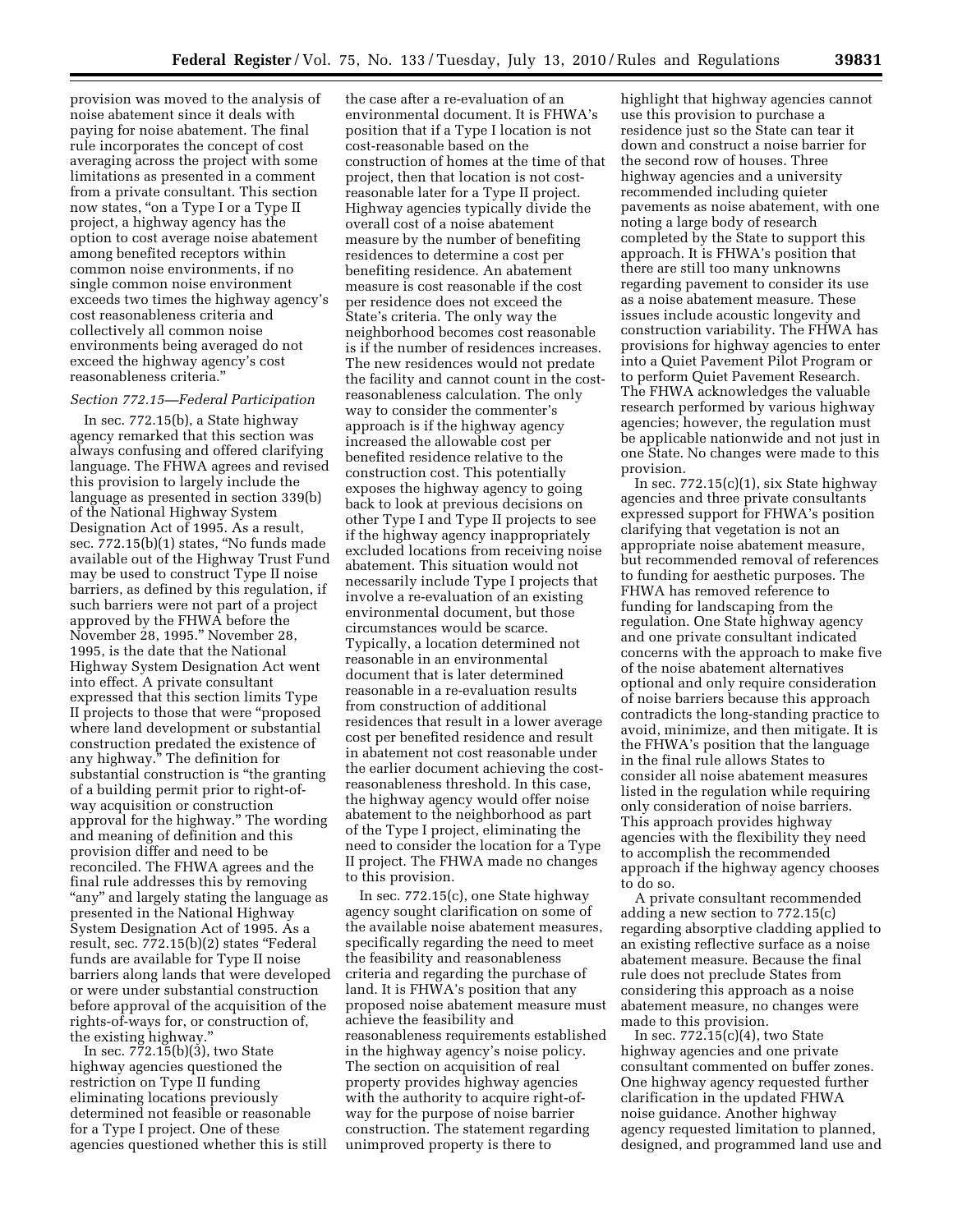provision was moved to the analysis of noise abatement since it deals with paying for noise abatement. The final rule incorporates the concept of cost averaging across the project with some limitations as presented in a comment from a private consultant. This section now states, "on a Type I or a Type II project, a highway agency has the option to cost average noise abatement among benefited receptors within common noise environments, if no single common noise environment exceeds two times the highway agency's cost reasonableness criteria and collectively all common noise environments being averaged do not exceed the highway agency's cost reasonableness criteria."

### *Section 772.15—Federal Participation*

In sec. 772.15(b), a State highway agency remarked that this section was always confusing and offered clarifying language. The FHWA agrees and revised this provision to largely include the language as presented in section 339(b) of the National Highway System Designation Act of 1995. As a result, sec. 772.15(b)(1) states, "No funds made available out of the Highway Trust Fund may be used to construct Type II noise barriers, as defined by this regulation, if such barriers were not part of a project approved by the FHWA before the November 28, 1995." November 28, 1995, is the date that the National Highway System Designation Act went into effect. A private consultant expressed that this section limits Type II projects to those that were "proposed where land development or substantial construction predated the existence of any highway." The definition for substantial construction is "the granting of a building permit prior to right-of-way acquisition or construction approval for the highway." The wording and meaning of definition and this provision differ and need to be reconciled. The FHWA agrees and the final rule addresses this by removing "any" and largely stating the language as presented in the National Highway System Designation Act of 1995. As a result, sec. 772.15(b)(2) states "Federal funds are available for Type II noise barriers along lands that were developed or were under substantial construction before approval of the acquisition of the rights-of-ways for, or construction of, the existing highway."

In sec. 772.15(b)(3), two State highway agencies questioned the restriction on Type II funding eliminating locations previously determined not feasible or reasonable for a Type I project. One of these agencies questioned whether this is still the case after a re-evaluation of an environmental document. It is FHWA's position that if a Type I location is not cost-reasonable based on the construction of homes at the time of that project, then that location is not cost-reasonable later for a Type II project. Highway agencies typically divide the overall cost of a noise abatement measure by the number of benefiting residences to determine a cost per benefiting residence. An abatement measure is cost reasonable if the cost per residence does not exceed the State's criteria. The only way the neighborhood becomes cost reasonable is if the number of residences increases. The new residences would not predate the facility and cannot count in the cost-reasonableness calculation. The only way to consider the commenter's approach is if the highway agency increased the allowable cost per benefited residence relative to the construction cost. This potentially exposes the highway agency to going back to look at previous decisions on other Type I and Type II projects to see if the highway agency inappropriately excluded locations from receiving noise abatement. This situation would not necessarily include Type I projects that involve a re-evaluation of an existing environmental document, but those circumstances would be scarce. Typically, a location determined not reasonable in an environmental document that is later determined reasonable in a re-evaluation results from construction of additional residences that result in a lower average cost per benefited residence and result in abatement not cost reasonable under the earlier document achieving the cost-reasonableness threshold. In this case, the highway agency would offer noise abatement to the neighborhood as part of the Type I project, eliminating the need to consider the location for a Type II project. The FHWA made no changes to this provision.

In sec. 772.15(c), one State highway agency sought clarification on some of the available noise abatement measures, specifically regarding the need to meet the feasibility and reasonableness criteria and regarding the purchase of land. It is FHWA's position that any proposed noise abatement measure must achieve the feasibility and reasonableness requirements established in the highway agency's noise policy. The section on acquisition of real property provides highway agencies with the authority to acquire right-of-way for the purpose of noise barrier construction. The statement regarding unimproved property is there to highlight that highway agencies cannot use this provision to purchase a residence just so the State can tear it down and construct a noise barrier for the second row of houses. Three highway agencies and a university recommended including quieter pavements as noise abatement, with one noting a large body of research completed by the State to support this approach. It is FHWA's position that there are still too many unknowns regarding pavement to consider its use as a noise abatement measure. These issues include acoustic longevity and construction variability. The FHWA has provisions for highway agencies to enter into a Quiet Pavement Pilot Program or to perform Quiet Pavement Research. The FHWA acknowledges the valuable research performed by various highway agencies; however, the regulation must be applicable nationwide and not just in one State. No changes were made to this provision.

In sec. 772.15(c)(1), six State highway agencies and three private consultants expressed support for FHWA's position clarifying that vegetation is not an appropriate noise abatement measure, but recommended removal of references to funding for aesthetic purposes. The FHWA has removed reference to funding for landscaping from the regulation. One State highway agency and one private consultant indicated concerns with the approach to make five of the noise abatement alternatives optional and only require consideration of noise barriers because this approach contradicts the long-standing practice to avoid, minimize, and then mitigate. It is the FHWA's position that the language in the final rule allows States to consider all noise abatement measures listed in the regulation while requiring only consideration of noise barriers. This approach provides highway agencies with the flexibility they need to accomplish the recommended approach if the highway agency chooses to do so.

A private consultant recommended adding a new section to 772.15(c) regarding absorptive cladding applied to an existing reflective surface as a noise abatement measure. Because the final rule does not preclude States from considering this approach as a noise abatement measure, no changes were made to this provision.

In sec. 772.15(c)(4), two State highway agencies and one private consultant commented on buffer zones. One highway agency requested further clarification in the updated FHWA noise guidance. Another highway agency requested limitation to planned, designed, and programmed land use and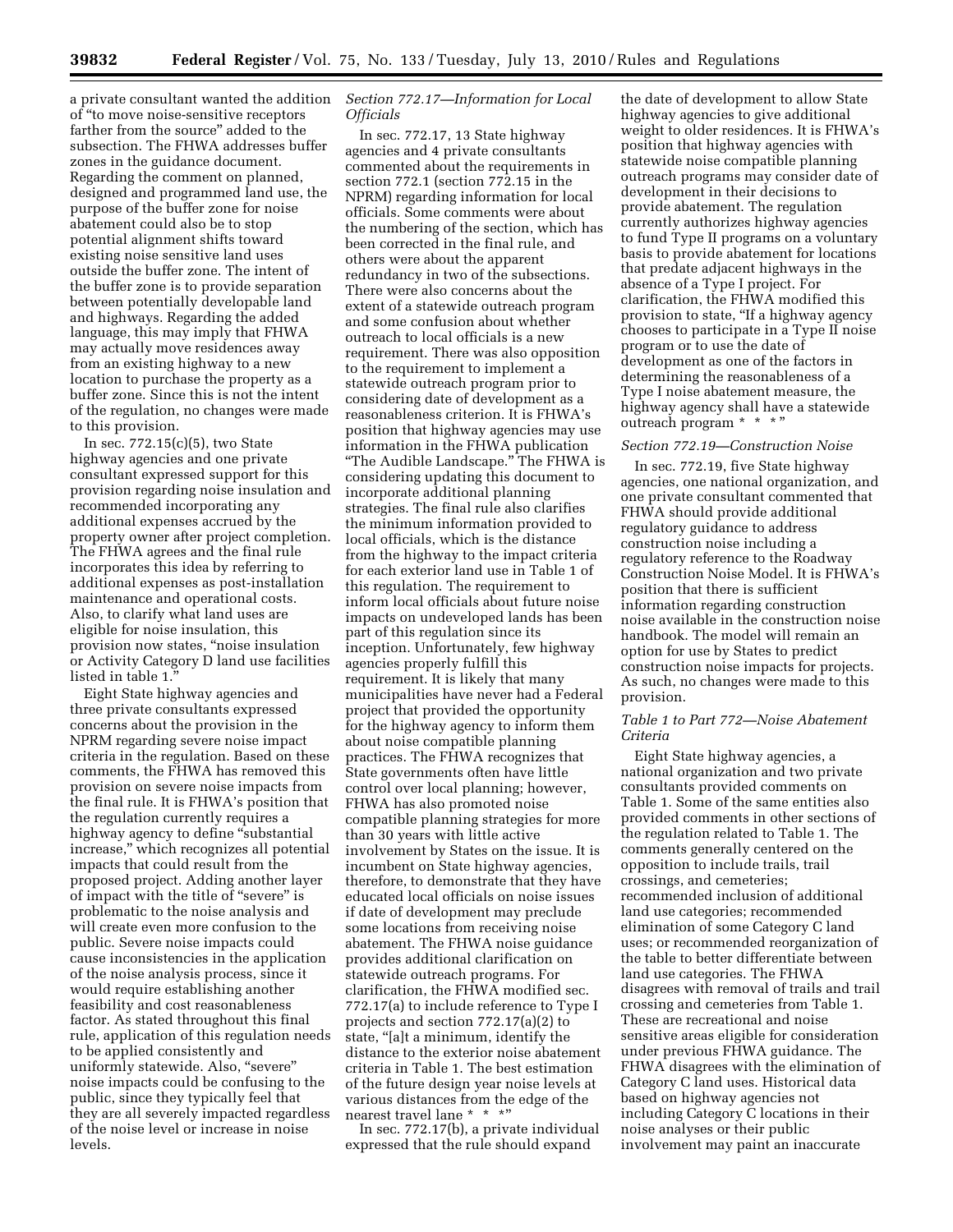a private consultant wanted the addition of "to move noise-sensitive receptors farther from the source" added to the subsection. The FHWA addresses buffer zones in the guidance document. Regarding the comment on planned, designed and programmed land use, the purpose of the buffer zone for noise abatement could also be to stop potential alignment shifts toward existing noise sensitive land uses outside the buffer zone. The intent of the buffer zone is to provide separation between potentially developable land and highways. Regarding the added language, this may imply that FHWA may actually move residences away from an existing highway to a new location to purchase the property as a buffer zone. Since this is not the intent of the regulation, no changes were made to this provision.

In sec. 772.15(c)(5), two State highway agencies and one private consultant expressed support for this provision regarding noise insulation and recommended incorporating any additional expenses accrued by the property owner after project completion. The FHWA agrees and the final rule incorporates this idea by referring to additional expenses as post-installation maintenance and operational costs. Also, to clarify what land uses are eligible for noise insulation, this provision now states, "noise insulation or Activity Category D land use facilities listed in table 1."

Eight State highway agencies and three private consultants expressed concerns about the provision in the NPRM regarding severe noise impact criteria in the regulation. Based on these comments, the FHWA has removed this provision on severe noise impacts from the final rule. It is FHWA's position that the regulation currently requires a highway agency to define "substantial increase," which recognizes all potential impacts that could result from the proposed project. Adding another layer of impact with the title of "severe" is problematic to the noise analysis and will create even more confusion to the public. Severe noise impacts could cause inconsistencies in the application of the noise analysis process, since it would require establishing another feasibility and cost reasonableness factor. As stated throughout this final rule, application of this regulation needs to be applied consistently and uniformly statewide. Also, "severe" noise impacts could be confusing to the public, since they typically feel that they are all severely impacted regardless of the noise level or increase in noise levels.

*Section 772.17—Information for Local Officials*

In sec. 772.17, 13 State highway agencies and 4 private consultants commented about the requirements in section 772.1 (section 772.15 in the NPRM) regarding information for local officials. Some comments were about the numbering of the section, which has been corrected in the final rule, and others were about the apparent redundancy in two of the subsections. There were also concerns about the extent of a statewide outreach program and some confusion about whether outreach to local officials is a new requirement. There was also opposition to the requirement to implement a statewide outreach program prior to considering date of development as a reasonableness criterion. It is FHWA's position that highway agencies may use information in the FHWA publication "The Audible Landscape." The FHWA is considering updating this document to incorporate additional planning strategies. The final rule also clarifies the minimum information provided to local officials, which is the distance from the highway to the impact criteria for each exterior land use in Table 1 of this regulation. The requirement to inform local officials about future noise impacts on undeveloped lands has been part of this regulation since its inception. Unfortunately, few highway agencies properly fulfill this requirement. It is likely that many municipalities have never had a Federal project that provided the opportunity for the highway agency to inform them about noise compatible planning practices. The FHWA recognizes that State governments often have little control over local planning; however, FHWA has also promoted noise compatible planning strategies for more than 30 years with little active involvement by States on the issue. It is incumbent on State highway agencies, therefore, to demonstrate that they have educated local officials on noise issues if date of development may preclude some locations from receiving noise abatement. The FHWA noise guidance provides additional clarification on statewide outreach programs. For clarification, the FHWA modified sec. 772.17(a) to include reference to Type I projects and section 772.17(a)(2) to state, "[a]t a minimum, identify the distance to the exterior noise abatement criteria in Table 1. The best estimation of the future design year noise levels at various distances from the edge of the nearest travel lane * * *"

In sec. 772.17(b), a private individual expressed that the rule should expand the date of development to allow State highway agencies to give additional weight to older residences. It is FHWA's position that highway agencies with statewide noise compatible planning outreach programs may consider date of development in their decisions to provide abatement. The regulation currently authorizes highway agencies to fund Type II programs on a voluntary basis to provide abatement for locations that predate adjacent highways in the absence of a Type I project. For clarification, the FHWA modified this provision to state, "If a highway agency chooses to participate in a Type II noise program or to use the date of development as one of the factors in determining the reasonableness of a Type I noise abatement measure, the highway agency shall have a statewide outreach program * * *"

*Section 772.19—Construction Noise*

In sec. 772.19, five State highway agencies, one national organization, and one private consultant commented that FHWA should provide additional regulatory guidance to address construction noise including a regulatory reference to the Roadway Construction Noise Model. It is FHWA's position that there is sufficient information regarding construction noise available in the construction noise handbook. The model will remain an option for use by States to predict construction noise impacts for projects. As such, no changes were made to this provision.

*Table 1 to Part 772—Noise Abatement Criteria*

Eight State highway agencies, a national organization and two private consultants provided comments on Table 1. Some of the same entities also provided comments in other sections of the regulation related to Table 1. The comments generally centered on the opposition to include trails, trail crossings, and cemeteries; recommended inclusion of additional land use categories; recommended elimination of some Category C land uses; or recommended reorganization of the table to better differentiate between land use categories. The FHWA disagrees with removal of trails and trail crossing and cemeteries from Table 1. These are recreational and noise sensitive areas eligible for consideration under previous FHWA guidance. The FHWA disagrees with the elimination of Category C land uses. Historical data based on highway agencies not including Category C locations in their noise analyses or their public involvement may paint an inaccurate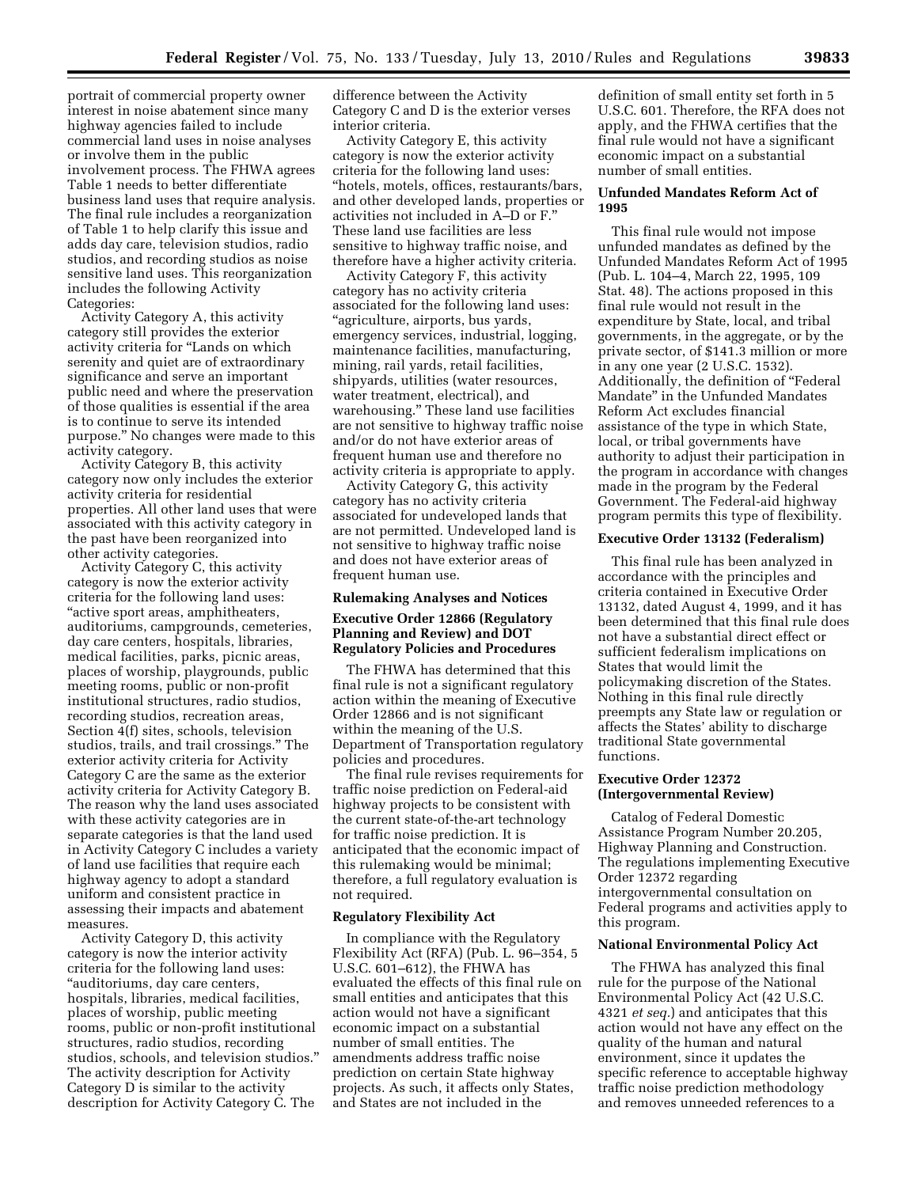portrait of commercial property owner interest in noise abatement since many highway agencies failed to include commercial land uses in noise analyses or involve them in the public involvement process. The FHWA agrees Table 1 needs to better differentiate business land uses that require analysis. The final rule includes a reorganization of Table 1 to help clarify this issue and adds day care, television studios, radio studios, and recording studios as noise sensitive land uses. This reorganization includes the following Activity Categories:

Activity Category A, this activity category still provides the exterior activity criteria for "Lands on which serenity and quiet are of extraordinary significance and serve an important public need and where the preservation of those qualities is essential if the area is to continue to serve its intended purpose." No changes were made to this activity category.

Activity Category B, this activity category now only includes the exterior activity criteria for residential properties. All other land uses that were associated with this activity category in the past have been reorganized into other activity categories.

Activity Category C, this activity category is now the exterior activity criteria for the following land uses: "active sport areas, amphitheaters, auditoriums, campgrounds, cemeteries, day care centers, hospitals, libraries, medical facilities, parks, picnic areas, places of worship, playgrounds, public meeting rooms, public or non-profit institutional structures, radio studios, recording studios, recreation areas, Section 4(f) sites, schools, television studios, trails, and trail crossings." The exterior activity criteria for Activity Category C are the same as the exterior activity criteria for Activity Category B. The reason why the land uses associated with these activity categories are in separate categories is that the land used in Activity Category C includes a variety of land use facilities that require each highway agency to adopt a standard uniform and consistent practice in assessing their impacts and abatement measures.

Activity Category D, this activity category is now the interior activity criteria for the following land uses: "auditoriums, day care centers, hospitals, libraries, medical facilities, places of worship, public meeting rooms, public or non-profit institutional structures, radio studios, recording studios, schools, and television studios." The activity description for Activity Category D is similar to the activity description for Activity Category C. The difference between the Activity Category C and D is the exterior verses interior criteria.

Activity Category E, this activity category is now the exterior activity criteria for the following land uses: "hotels, motels, offices, restaurants/bars, and other developed lands, properties or activities not included in A–D or F." These land use facilities are less sensitive to highway traffic noise, and therefore have a higher activity criteria.

Activity Category F, this activity category has no activity criteria associated for the following land uses: "agriculture, airports, bus yards, emergency services, industrial, logging, maintenance facilities, manufacturing, mining, rail yards, retail facilities, shipyards, utilities (water resources, water treatment, electrical), and warehousing." These land use facilities are not sensitive to highway traffic noise and/or do not have exterior areas of frequent human use and therefore no activity criteria is appropriate to apply.

Activity Category G, this activity category has no activity criteria associated for undeveloped lands that are not permitted. Undeveloped land is not sensitive to highway traffic noise and does not have exterior areas of frequent human use.

## Rulemaking Analyses and Notices

### Executive Order 12866 (Regulatory Planning and Review) and DOT Regulatory Policies and Procedures

The FHWA has determined that this final rule is not a significant regulatory action within the meaning of Executive Order 12866 and is not significant within the meaning of the U.S. Department of Transportation regulatory policies and procedures.

The final rule revises requirements for traffic noise prediction on Federal-aid highway projects to be consistent with the current state-of-the-art technology for traffic noise prediction. It is anticipated that the economic impact of this rulemaking would be minimal; therefore, a full regulatory evaluation is not required.

### Regulatory Flexibility Act

In compliance with the Regulatory Flexibility Act (RFA) (Pub. L. 96–354, 5 U.S.C. 601–612), the FHWA has evaluated the effects of this final rule on small entities and anticipates that this action would not have a significant economic impact on a substantial number of small entities. The amendments address traffic noise prediction on certain State highway projects. As such, it affects only States, and States are not included in the definition of small entity set forth in 5 U.S.C. 601. Therefore, the RFA does not apply, and the FHWA certifies that the final rule would not have a significant economic impact on a substantial number of small entities.

### Unfunded Mandates Reform Act of 1995

This final rule would not impose unfunded mandates as defined by the Unfunded Mandates Reform Act of 1995 (Pub. L. 104–4, March 22, 1995, 109 Stat. 48). The actions proposed in this final rule would not result in the expenditure by State, local, and tribal governments, in the aggregate, or by the private sector, of $141.3 million or more in any one year (2 U.S.C. 1532). Additionally, the definition of "Federal Mandate" in the Unfunded Mandates Reform Act excludes financial assistance of the type in which State, local, or tribal governments have authority to adjust their participation in the program in accordance with changes made in the program by the Federal Government. The Federal-aid highway program permits this type of flexibility.

### Executive Order 13132 (Federalism)

This final rule has been analyzed in accordance with the principles and criteria contained in Executive Order 13132, dated August 4, 1999, and it has been determined that this final rule does not have a substantial direct effect or sufficient federalism implications on States that would limit the policymaking discretion of the States. Nothing in this final rule directly preempts any State law or regulation or affects the States' ability to discharge traditional State governmental functions.

### Executive Order 12372 (Intergovernmental Review)

Catalog of Federal Domestic Assistance Program Number 20.205, Highway Planning and Construction. The regulations implementing Executive Order 12372 regarding intergovernmental consultation on Federal programs and activities apply to this program.

### National Environmental Policy Act

The FHWA has analyzed this final rule for the purpose of the National Environmental Policy Act (42 U.S.C. 4321 *et seq.*) and anticipates that this action would not have any effect on the quality of the human and natural environment, since it updates the specific reference to acceptable highway traffic noise prediction methodology and removes unneeded references to a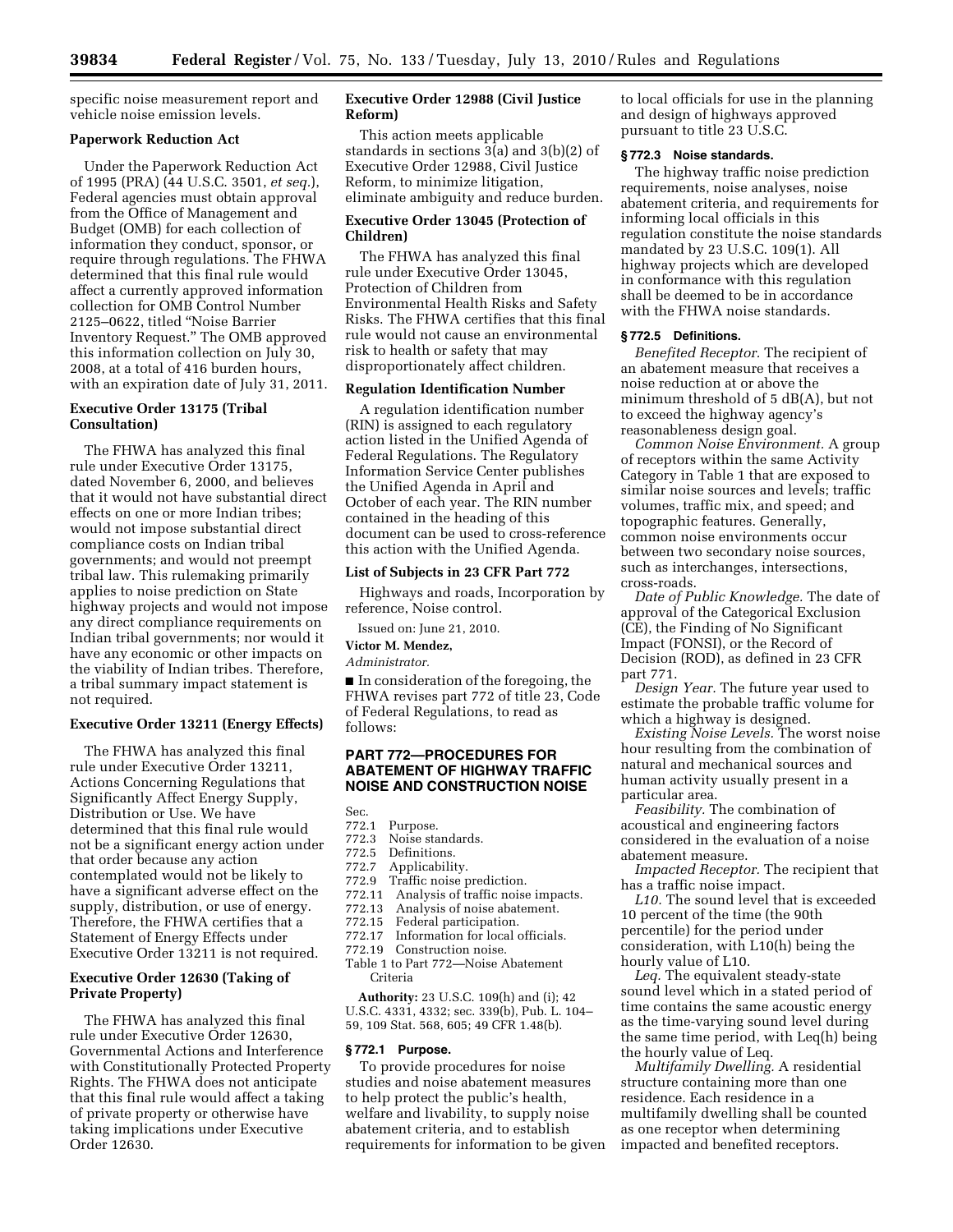specific noise measurement report and vehicle noise emission levels.

**Paperwork Reduction Act**

Under the Paperwork Reduction Act of 1995 (PRA) (44 U.S.C. 3501, *et seq.*), Federal agencies must obtain approval from the Office of Management and Budget (OMB) for each collection of information they conduct, sponsor, or require through regulations. The FHWA determined that this final rule would affect a currently approved information collection for OMB Control Number 2125–0622, titled "Noise Barrier Inventory Request." The OMB approved this information collection on July 30, 2008, at a total of 416 burden hours, with an expiration date of July 31, 2011.

**Executive Order 13175 (Tribal Consultation)**

The FHWA has analyzed this final rule under Executive Order 13175, dated November 6, 2000, and believes that it would not have substantial direct effects on one or more Indian tribes; would not impose substantial direct compliance costs on Indian tribal governments; and would not preempt tribal law. This rulemaking primarily applies to noise prediction on State highway projects and would not impose any direct compliance requirements on Indian tribal governments; nor would it have any economic or other impacts on the viability of Indian tribes. Therefore, a tribal summary impact statement is not required.

**Executive Order 13211 (Energy Effects)**

The FHWA has analyzed this final rule under Executive Order 13211, Actions Concerning Regulations that Significantly Affect Energy Supply, Distribution or Use. We have determined that this final rule would not be a significant energy action under that order because any action contemplated would not be likely to have a significant adverse effect on the supply, distribution, or use of energy. Therefore, the FHWA certifies that a Statement of Energy Effects under Executive Order 13211 is not required.

**Executive Order 12630 (Taking of Private Property)**

The FHWA has analyzed this final rule under Executive Order 12630, Governmental Actions and Interference with Constitutionally Protected Property Rights. The FHWA does not anticipate that this final rule would affect a taking of private property or otherwise have taking implications under Executive Order 12630.

**Executive Order 12988 (Civil Justice Reform)**

This action meets applicable standards in sections 3(a) and 3(b)(2) of Executive Order 12988, Civil Justice Reform, to minimize litigation, eliminate ambiguity and reduce burden.

**Executive Order 13045 (Protection of Children)**

The FHWA has analyzed this final rule under Executive Order 13045, Protection of Children from Environmental Health Risks and Safety Risks. The FHWA certifies that this final rule would not cause an environmental risk to health or safety that may disproportionately affect children.

**Regulation Identification Number**

A regulation identification number (RIN) is assigned to each regulatory action listed in the Unified Agenda of Federal Regulations. The Regulatory Information Service Center publishes the Unified Agenda in April and October of each year. The RIN number contained in the heading of this document can be used to cross-reference this action with the Unified Agenda.

**List of Subjects in 23 CFR Part 772**

Highways and roads, Incorporation by reference, Noise control.

Issued on: June 21, 2010.

**Victor M. Mendez,**

*Administrator.*

■ In consideration of the foregoing, the FHWA revises part 772 of title 23, Code of Federal Regulations, to read as follows:

## PART 772—PROCEDURES FOR ABATEMENT OF HIGHWAY TRAFFIC NOISE AND CONSTRUCTION NOISE

Sec.
772.1 Purpose.
772.3 Noise standards.
772.5 Definitions.
772.7 Applicability.
772.9 Traffic noise prediction.
772.11 Analysis of traffic noise impacts.
772.13 Analysis of noise abatement.
772.15 Federal participation.
772.17 Information for local officials.
772.19 Construction noise.
Table 1 to Part 772—Noise Abatement Criteria

**Authority:** 23 U.S.C. 109(h) and (i); 42 U.S.C. 4331, 4332; sec. 339(b), Pub. L. 104–59, 109 Stat. 568, 605; 49 CFR 1.48(b).

### § 772.1 Purpose.

To provide procedures for noise studies and noise abatement measures to help protect the public's health, welfare and livability, to supply noise abatement criteria, and to establish requirements for information to be given to local officials for use in the planning and design of highways approved pursuant to title 23 U.S.C.

### § 772.3 Noise standards.

The highway traffic noise prediction requirements, noise analyses, noise abatement criteria, and requirements for informing local officials in this regulation constitute the noise standards mandated by 23 U.S.C. 109(1). All highway projects which are developed in conformance with this regulation shall be deemed to be in accordance with the FHWA noise standards.

### § 772.5 Definitions.

*Benefited Receptor.* The recipient of an abatement measure that receives a noise reduction at or above the minimum threshold of 5 dB(A), but not to exceed the highway agency's reasonableness design goal.

*Common Noise Environment.* A group of receptors within the same Activity Category in Table 1 that are exposed to similar noise sources and levels; traffic volumes, traffic mix, and speed; and topographic features. Generally, common noise environments occur between two secondary noise sources, such as interchanges, intersections, cross-roads.

*Date of Public Knowledge.* The date of approval of the Categorical Exclusion (CE), the Finding of No Significant Impact (FONSI), or the Record of Decision (ROD), as defined in 23 CFR part 771.

*Design Year.* The future year used to estimate the probable traffic volume for which a highway is designed.

*Existing Noise Levels.* The worst noise hour resulting from the combination of natural and mechanical sources and human activity usually present in a particular area.

*Feasibility.* The combination of acoustical and engineering factors considered in the evaluation of a noise abatement measure.

*Impacted Receptor.* The recipient that has a traffic noise impact.

*L10.* The sound level that is exceeded 10 percent of the time (the 90th percentile) for the period under consideration, with L10(h) being the hourly value of L10.

*Leq.* The equivalent steady-state sound level which in a stated period of time contains the same acoustic energy as the time-varying sound level during the same time period, with Leq(h) being the hourly value of Leq.

*Multifamily Dwelling.* A residential structure containing more than one residence. Each residence in a multifamily dwelling shall be counted as one receptor when determining impacted and benefited receptors.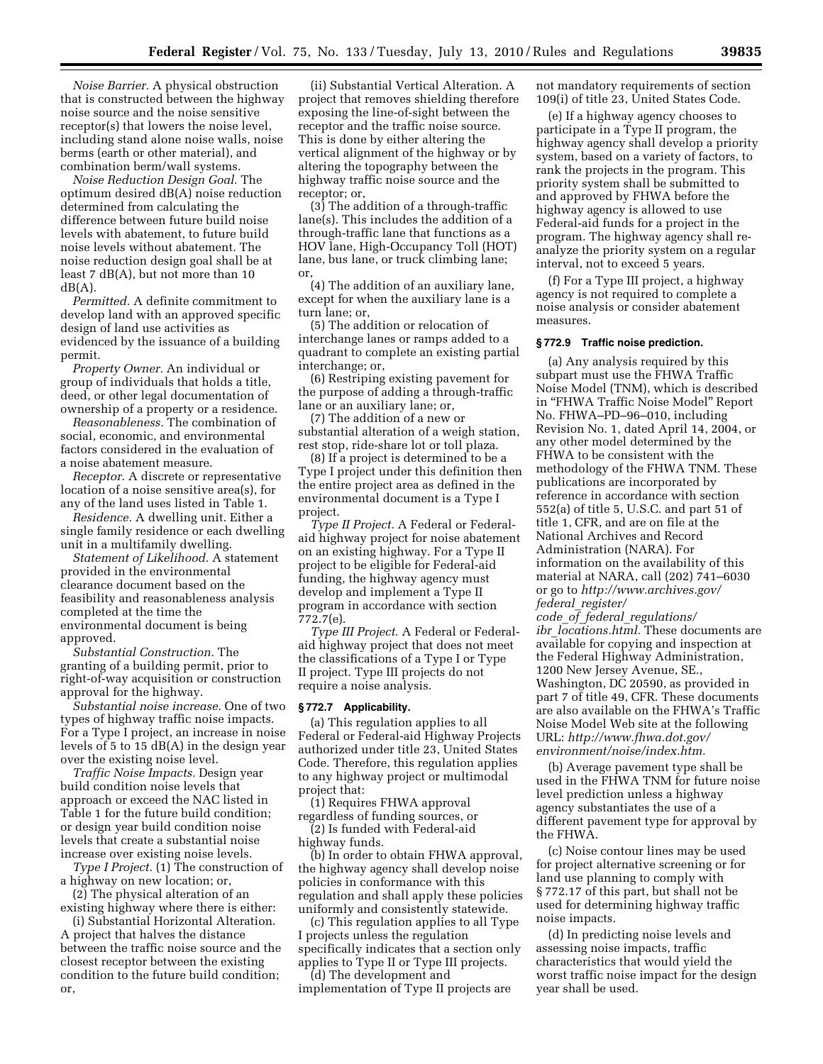*Noise Barrier.* A physical obstruction that is constructed between the highway noise source and the noise sensitive receptor(s) that lowers the noise level, including stand alone noise walls, noise berms (earth or other material), and combination berm/wall systems.

*Noise Reduction Design Goal.* The optimum desired dB(A) noise reduction determined from calculating the difference between future build noise levels with abatement, to future build noise levels without abatement. The noise reduction design goal shall be at least 7 dB(A), but not more than 10 dB(A).

*Permitted.* A definite commitment to develop land with an approved specific design of land use activities as evidenced by the issuance of a building permit.

*Property Owner.* An individual or group of individuals that holds a title, deed, or other legal documentation of ownership of a property or a residence.

*Reasonableness.* The combination of social, economic, and environmental factors considered in the evaluation of a noise abatement measure.

*Receptor.* A discrete or representative location of a noise sensitive area(s), for any of the land uses listed in Table 1.

*Residence.* A dwelling unit. Either a single family residence or each dwelling unit in a multifamily dwelling.

*Statement of Likelihood.* A statement provided in the environmental clearance document based on the feasibility and reasonableness analysis completed at the time the environmental document is being approved.

*Substantial Construction.* The granting of a building permit, prior to right-of-way acquisition or construction approval for the highway.

*Substantial noise increase.* One of two types of highway traffic noise impacts. For a Type I project, an increase in noise levels of 5 to 15 dB(A) in the design year over the existing noise level.

*Traffic Noise Impacts.* Design year build condition noise levels that approach or exceed the NAC listed in Table 1 for the future build condition; or design year build condition noise levels that create a substantial noise increase over existing noise levels.

*Type I Project.* (1) The construction of a highway on new location; or,

(2) The physical alteration of an existing highway where there is either:

(i) Substantial Horizontal Alteration. A project that halves the distance between the traffic noise source and the closest receptor between the existing condition to the future build condition; or,

(ii) Substantial Vertical Alteration. A project that removes shielding therefore exposing the line-of-sight between the receptor and the traffic noise source. This is done by either altering the vertical alignment of the highway or by altering the topography between the highway traffic noise source and the receptor; or,

(3) The addition of a through-traffic lane(s). This includes the addition of a through-traffic lane that functions as a HOV lane, High-Occupancy Toll (HOT) lane, bus lane, or truck climbing lane; or,

(4) The addition of an auxiliary lane, except for when the auxiliary lane is a turn lane; or,

(5) The addition or relocation of interchange lanes or ramps added to a quadrant to complete an existing partial interchange; or,

(6) Restriping existing pavement for the purpose of adding a through-traffic lane or an auxiliary lane; or,

(7) The addition of a new or substantial alteration of a weigh station, rest stop, ride-share lot or toll plaza.

(8) If a project is determined to be a Type I project under this definition then the entire project area as defined in the environmental document is a Type I project.

*Type II Project.* A Federal or Federal-aid highway project for noise abatement on an existing highway. For a Type II project to be eligible for Federal-aid funding, the highway agency must develop and implement a Type II program in accordance with section 772.7(e).

*Type III Project.* A Federal or Federal-aid highway project that does not meet the classifications of a Type I or Type II project. Type III projects do not require a noise analysis.

### § 772.7 Applicability.

(a) This regulation applies to all Federal or Federal-aid Highway Projects authorized under title 23, United States Code. Therefore, this regulation applies to any highway project or multimodal project that:

(1) Requires FHWA approval regardless of funding sources, or

(2) Is funded with Federal-aid highway funds.

(b) In order to obtain FHWA approval, the highway agency shall develop noise policies in conformance with this regulation and shall apply these policies uniformly and consistently statewide.

(c) This regulation applies to all Type I projects unless the regulation specifically indicates that a section only applies to Type II or Type III projects.

(d) The development and implementation of Type II projects are not mandatory requirements of section 109(i) of title 23, United States Code.

(e) If a highway agency chooses to participate in a Type II program, the highway agency shall develop a priority system, based on a variety of factors, to rank the projects in the program. This priority system shall be submitted to and approved by FHWA before the highway agency is allowed to use Federal-aid funds for a project in the program. The highway agency shall re-analyze the priority system on a regular interval, not to exceed 5 years.

(f) For a Type III project, a highway agency is not required to complete a noise analysis or consider abatement measures.

### § 772.9 Traffic noise prediction.

(a) Any analysis required by this subpart must use the FHWA Traffic Noise Model (TNM), which is described in "FHWA Traffic Noise Model" Report No. FHWA–PD–96–010, including Revision No. 1, dated April 14, 2004, or any other model determined by the FHWA to be consistent with the methodology of the FHWA TNM. These publications are incorporated by reference in accordance with section 552(a) of title 5, U.S.C. and part 51 of title 1, CFR, and are on file at the National Archives and Record Administration (NARA). For information on the availability of this material at NARA, call (202) 741–6030 or go to *http://www.archives.gov/federal_register/code_of_federal_regulations/ibr_locations.html.* These documents are available for copying and inspection at the Federal Highway Administration, 1200 New Jersey Avenue, SE., Washington, DC 20590, as provided in part 7 of title 49, CFR. These documents are also available on the FHWA's Traffic Noise Model Web site at the following URL: *http://www.fhwa.dot.gov/environment/noise/index.htm.*

(b) Average pavement type shall be used in the FHWA TNM for future noise level prediction unless a highway agency substantiates the use of a different pavement type for approval by the FHWA.

(c) Noise contour lines may be used for project alternative screening or for land use planning to comply with § 772.17 of this part, but shall not be used for determining highway traffic noise impacts.

(d) In predicting noise levels and assessing noise impacts, traffic characteristics that would yield the worst traffic noise impact for the design year shall be used.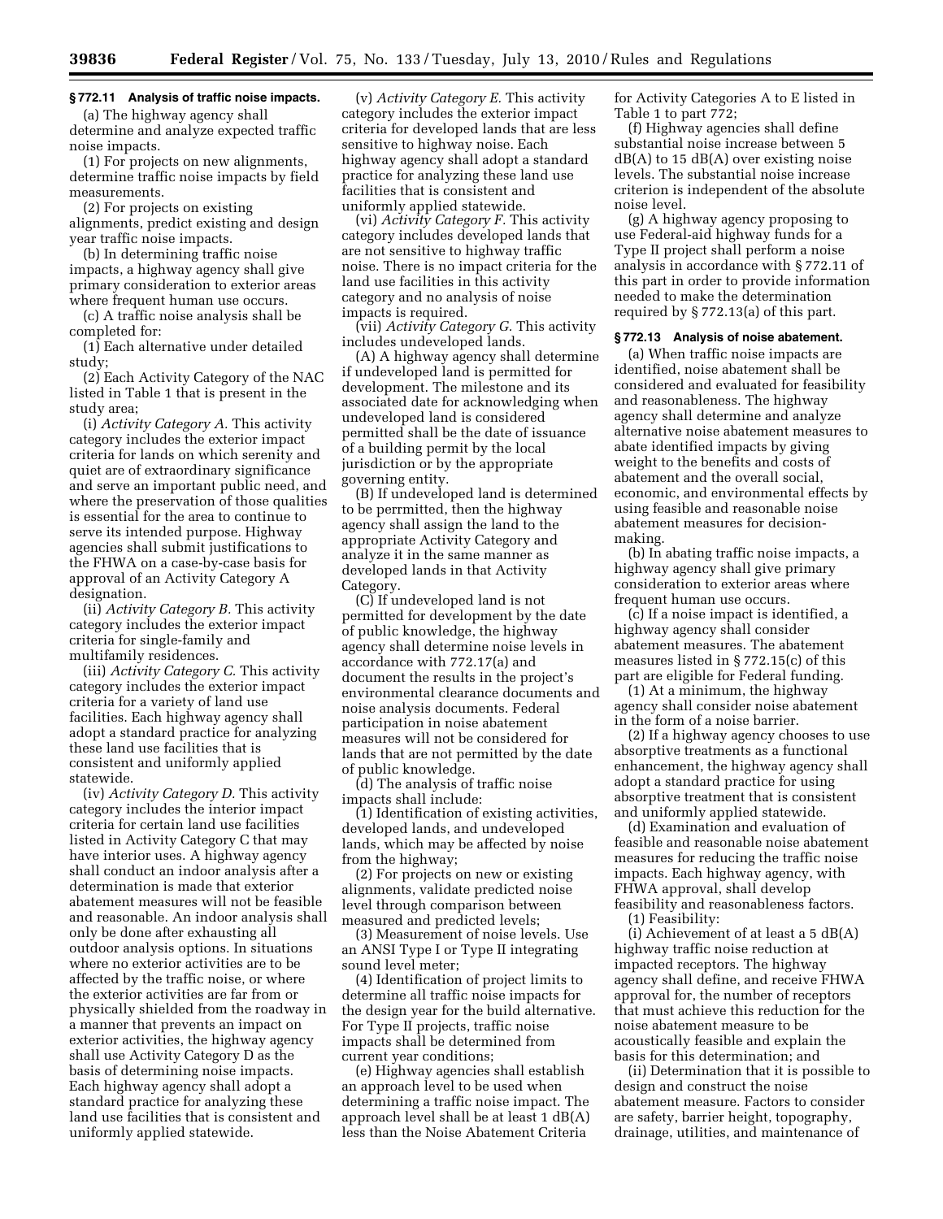### § 772.11 Analysis of traffic noise impacts.

(a) The highway agency shall determine and analyze expected traffic noise impacts.

(1) For projects on new alignments, determine traffic noise impacts by field measurements.

(2) For projects on existing alignments, predict existing and design year traffic noise impacts.

(b) In determining traffic noise impacts, a highway agency shall give primary consideration to exterior areas where frequent human use occurs.

(c) A traffic noise analysis shall be completed for:

(1) Each alternative under detailed study;

(2) Each Activity Category of the NAC listed in Table 1 that is present in the study area;

(i) *Activity Category A.* This activity category includes the exterior impact criteria for lands on which serenity and quiet are of extraordinary significance and serve an important public need, and where the preservation of those qualities is essential for the area to continue to serve its intended purpose. Highway agencies shall submit justifications to the FHWA on a case-by-case basis for approval of an Activity Category A designation.

(ii) *Activity Category B.* This activity category includes the exterior impact criteria for single-family and multifamily residences.

(iii) *Activity Category C.* This activity category includes the exterior impact criteria for a variety of land use facilities. Each highway agency shall adopt a standard practice for analyzing these land use facilities that is consistent and uniformly applied statewide.

(iv) *Activity Category D.* This activity category includes the interior impact criteria for certain land use facilities listed in Activity Category C that may have interior uses. A highway agency shall conduct an indoor analysis after a determination is made that exterior abatement measures will not be feasible and reasonable. An indoor analysis shall only be done after exhausting all outdoor analysis options. In situations where no exterior activities are to be affected by the traffic noise, or where the exterior activities are far from or physically shielded from the roadway in a manner that prevents an impact on exterior activities, the highway agency shall use Activity Category D as the basis of determining noise impacts. Each highway agency shall adopt a standard practice for analyzing these land use facilities that is consistent and uniformly applied statewide.

(v) *Activity Category E.* This activity category includes the exterior impact criteria for developed lands that are less sensitive to highway noise. Each highway agency shall adopt a standard practice for analyzing these land use facilities that is consistent and uniformly applied statewide.

(vi) *Activity Category F.* This activity category includes developed lands that are not sensitive to highway traffic noise. There is no impact criteria for the land use facilities in this activity category and no analysis of noise impacts is required.

(vii) *Activity Category G.* This activity includes undeveloped lands.

(A) A highway agency shall determine if undeveloped land is permitted for development. The milestone and its associated date for acknowledging when undeveloped land is considered permitted shall be the date of issuance of a building permit by the local jurisdiction or by the appropriate governing entity.

(B) If undeveloped land is determined to be perrmitted, then the highway agency shall assign the land to the appropriate Activity Category and analyze it in the same manner as developed lands in that Activity Category.

(C) If undeveloped land is not permitted for development by the date of public knowledge, the highway agency shall determine noise levels in accordance with 772.17(a) and document the results in the project's environmental clearance documents and noise analysis documents. Federal participation in noise abatement measures will not be considered for lands that are not permitted by the date of public knowledge.

(d) The analysis of traffic noise impacts shall include:

(1) Identification of existing activities, developed lands, and undeveloped lands, which may be affected by noise from the highway;

(2) For projects on new or existing alignments, validate predicted noise level through comparison between measured and predicted levels;

(3) Measurement of noise levels. Use an ANSI Type I or Type II integrating sound level meter;

(4) Identification of project limits to determine all traffic noise impacts for the design year for the build alternative. For Type II projects, traffic noise impacts shall be determined from current year conditions;

(e) Highway agencies shall establish an approach level to be used when determining a traffic noise impact. The approach level shall be at least 1 dB(A) less than the Noise Abatement Criteria for Activity Categories A to E listed in Table 1 to part 772;

(f) Highway agencies shall define substantial noise increase between 5 dB(A) to 15 dB(A) over existing noise levels. The substantial noise increase criterion is independent of the absolute noise level.

(g) A highway agency proposing to use Federal-aid highway funds for a Type II project shall perform a noise analysis in accordance with § 772.11 of this part in order to provide information needed to make the determination required by § 772.13(a) of this part.

### § 772.13 Analysis of noise abatement.

(a) When traffic noise impacts are identified, noise abatement shall be considered and evaluated for feasibility and reasonableness. The highway agency shall determine and analyze alternative noise abatement measures to abate identified impacts by giving weight to the benefits and costs of abatement and the overall social, economic, and environmental effects by using feasible and reasonable noise abatement measures for decision-making.

(b) In abating traffic noise impacts, a highway agency shall give primary consideration to exterior areas where frequent human use occurs.

(c) If a noise impact is identified, a highway agency shall consider abatement measures. The abatement measures listed in § 772.15(c) of this part are eligible for Federal funding.

(1) At a minimum, the highway agency shall consider noise abatement in the form of a noise barrier.

(2) If a highway agency chooses to use absorptive treatments as a functional enhancement, the highway agency shall adopt a standard practice for using absorptive treatment that is consistent and uniformly applied statewide.

(d) Examination and evaluation of feasible and reasonable noise abatement measures for reducing the traffic noise impacts. Each highway agency, with FHWA approval, shall develop feasibility and reasonableness factors.

(1) Feasibility:

(i) Achievement of at least a 5 dB(A) highway traffic noise reduction at impacted receptors. The highway agency shall define, and receive FHWA approval for, the number of receptors that must achieve this reduction for the noise abatement measure to be acoustically feasible and explain the basis for this determination; and

(ii) Determination that it is possible to design and construct the noise abatement measure. Factors to consider are safety, barrier height, topography, drainage, utilities, and maintenance of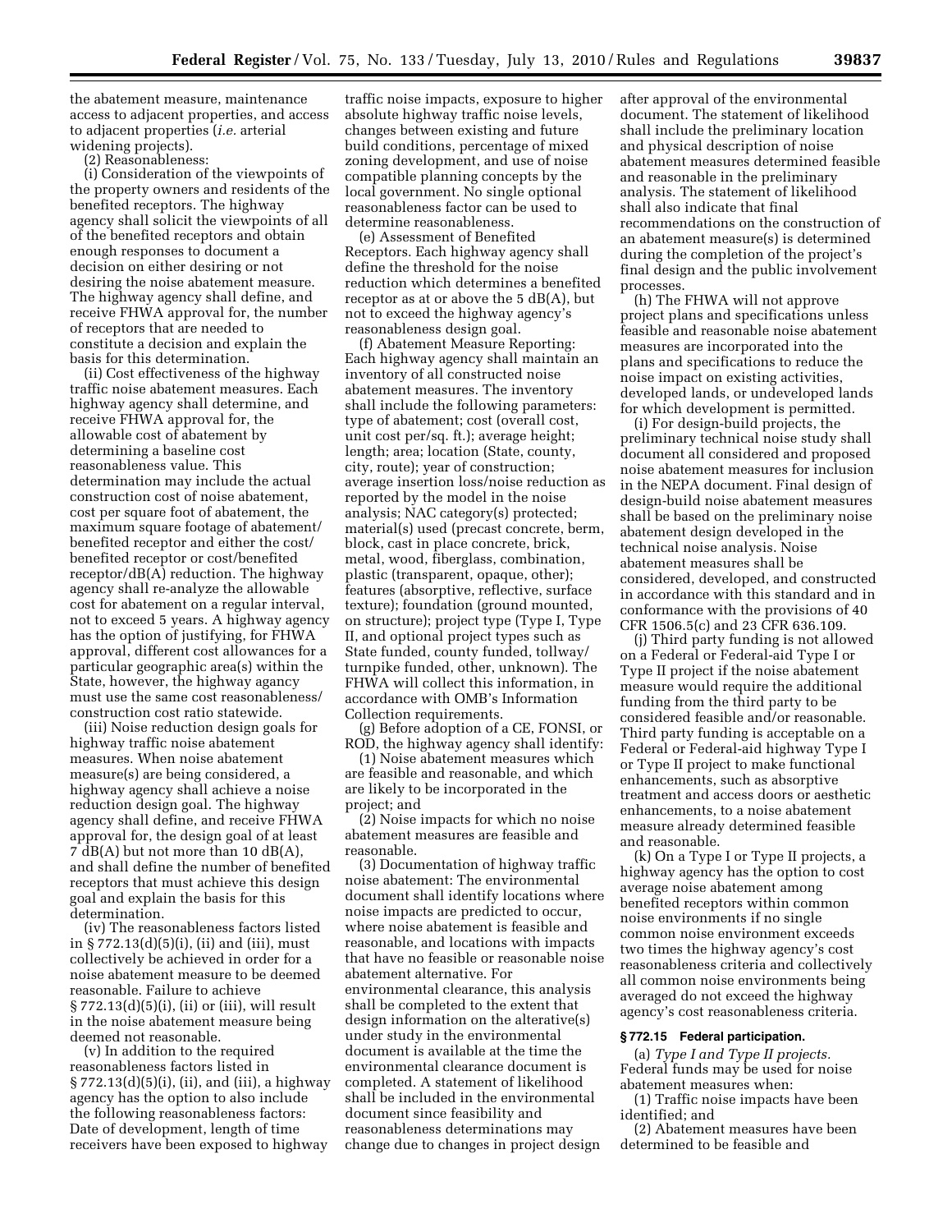the abatement measure, maintenance access to adjacent properties, and access to adjacent properties (*i.e.* arterial widening projects).

(2) Reasonableness:

(i) Consideration of the viewpoints of the property owners and residents of the benefited receptors. The highway agency shall solicit the viewpoints of all of the benefited receptors and obtain enough responses to document a decision on either desiring or not desiring the noise abatement measure. The highway agency shall define, and receive FHWA approval for, the number of receptors that are needed to constitute a decision and explain the basis for this determination.

(ii) Cost effectiveness of the highway traffic noise abatement measures. Each highway agency shall determine, and receive FHWA approval for, the allowable cost of abatement by determining a baseline cost reasonableness value. This determination may include the actual construction cost of noise abatement, cost per square foot of abatement, the maximum square footage of abatement/benefited receptor and either the cost/benefited receptor or cost/benefited receptor/dB(A) reduction. The highway agency shall re-analyze the allowable cost for abatement on a regular interval, not to exceed 5 years. A highway agency has the option of justifying, for FHWA approval, different cost allowances for a particular geographic area(s) within the State, however, the highway agancy must use the same cost reasonableness/construction cost ratio statewide.

(iii) Noise reduction design goals for highway traffic noise abatement measures. When noise abatement measure(s) are being considered, a highway agency shall achieve a noise reduction design goal. The highway agency shall define, and receive FHWA approval for, the design goal of at least 7 dB(A) but not more than 10 dB(A), and shall define the number of benefited receptors that must achieve this design goal and explain the basis for this determination.

(iv) The reasonableness factors listed in § 772.13(d)(5)(i), (ii) and (iii), must collectively be achieved in order for a noise abatement measure to be deemed reasonable. Failure to achieve § 772.13(d)(5)(i), (ii) or (iii), will result in the noise abatement measure being deemed not reasonable.

(v) In addition to the required reasonableness factors listed in § 772.13(d)(5)(i), (ii), and (iii), a highway agency has the option to also include the following reasonableness factors: Date of development, length of time receivers have been exposed to highway traffic noise impacts, exposure to higher absolute highway traffic noise levels, changes between existing and future build conditions, percentage of mixed zoning development, and use of noise compatible planning concepts by the local government. No single optional reasonableness factor can be used to determine reasonableness.

(e) Assessment of Benefited Receptors. Each highway agency shall define the threshold for the noise reduction which determines a benefited receptor as at or above the 5 dB(A), but not to exceed the highway agency's reasonableness design goal.

(f) Abatement Measure Reporting: Each highway agency shall maintain an inventory of all constructed noise abatement measures. The inventory shall include the following parameters: type of abatement; cost (overall cost, unit cost per/sq. ft.); average height; length; area; location (State, county, city, route); year of construction; average insertion loss/noise reduction as reported by the model in the noise analysis; NAC category(s) protected; material(s) used (precast concrete, berm, block, cast in place concrete, brick, metal, wood, fiberglass, combination, plastic (transparent, opaque, other); features (absorptive, reflective, surface texture); foundation (ground mounted, on structure); project type (Type I, Type II, and optional project types such as State funded, county funded, tollway/turnpike funded, other, unknown). The FHWA will collect this information, in accordance with OMB's Information Collection requirements.

(g) Before adoption of a CE, FONSI, or ROD, the highway agency shall identify:

(1) Noise abatement measures which are feasible and reasonable, and which are likely to be incorporated in the project; and

(2) Noise impacts for which no noise abatement measures are feasible and reasonable.

(3) Documentation of highway traffic noise abatement: The environmental document shall identify locations where noise impacts are predicted to occur, where noise abatement is feasible and reasonable, and locations with impacts that have no feasible or reasonable noise abatement alternative. For environmental clearance, this analysis shall be completed to the extent that design information on the alterative(s) under study in the environmental document is available at the time the environmental clearance document is completed. A statement of likelihood shall be included in the environmental document since feasibility and reasonableness determinations may change due to changes in project design after approval of the environmental document. The statement of likelihood shall include the preliminary location and physical description of noise abatement measures determined feasible and reasonable in the preliminary analysis. The statement of likelihood shall also indicate that final recommendations on the construction of an abatement measure(s) is determined during the completion of the project's final design and the public involvement processes.

(h) The FHWA will not approve project plans and specifications unless feasible and reasonable noise abatement measures are incorporated into the plans and specifications to reduce the noise impact on existing activities, developed lands, or undeveloped lands for which development is permitted.

(i) For design-build projects, the preliminary technical noise study shall document all considered and proposed noise abatement measures for inclusion in the NEPA document. Final design of design-build noise abatement measures shall be based on the preliminary noise abatement design developed in the technical noise analysis. Noise abatement measures shall be considered, developed, and constructed in accordance with this standard and in conformance with the provisions of 40 CFR 1506.5(c) and 23 CFR 636.109.

(j) Third party funding is not allowed on a Federal or Federal-aid Type I or Type II project if the noise abatement measure would require the additional funding from the third party to be considered feasible and/or reasonable. Third party funding is acceptable on a Federal or Federal-aid highway Type I or Type II project to make functional enhancements, such as absorptive treatment and access doors or aesthetic enhancements, to a noise abatement measure already determined feasible and reasonable.

(k) On a Type I or Type II projects, a highway agency has the option to cost average noise abatement among benefited receptors within common noise environments if no single common noise environment exceeds two times the highway agency's cost reasonableness criteria and collectively all common noise environments being averaged do not exceed the highway agency's cost reasonableness criteria.

### § 772.15 Federal participation.

(a) *Type I and Type II projects.* Federal funds may be used for noise abatement measures when:

(1) Traffic noise impacts have been identified; and

(2) Abatement measures have been determined to be feasible and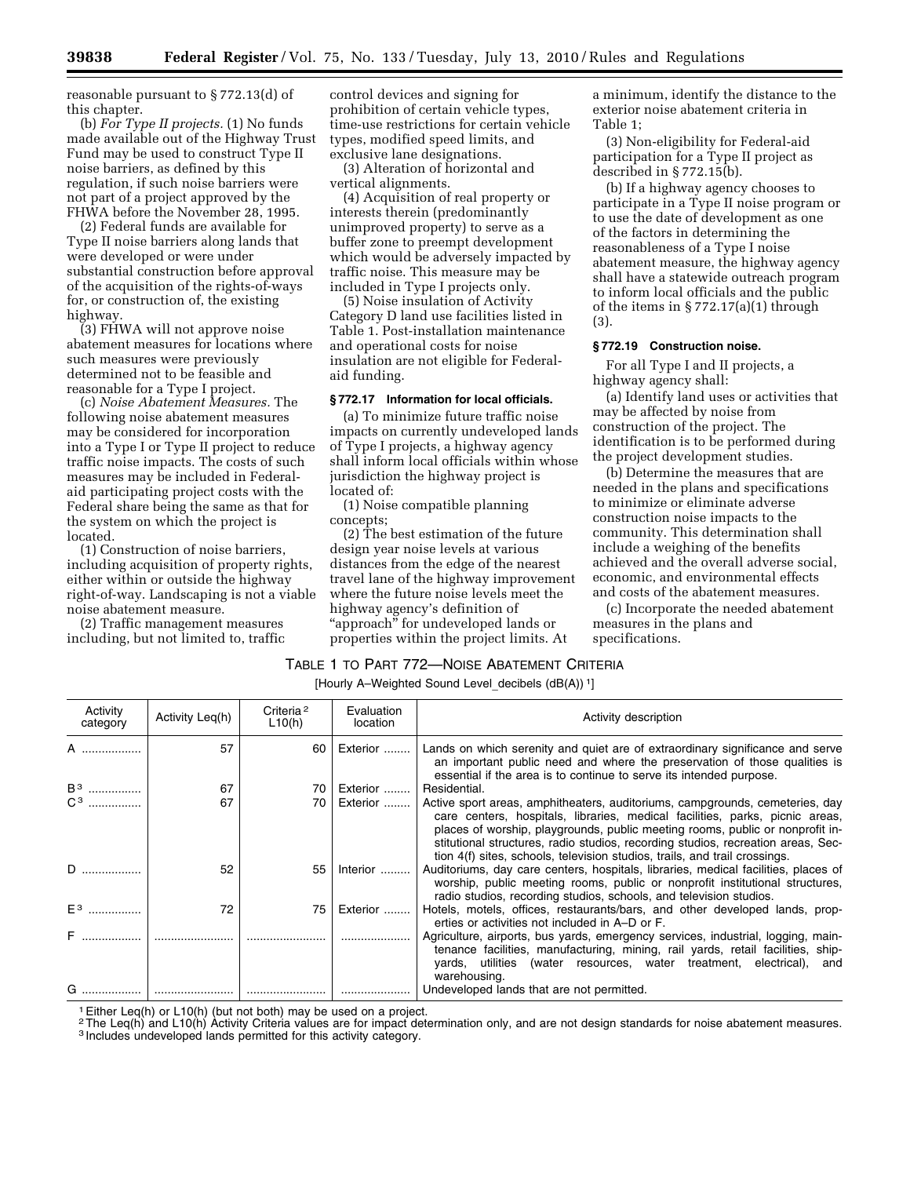reasonable pursuant to § 772.13(d) of this chapter.

(b) *For Type II projects.* (1) No funds made available out of the Highway Trust Fund may be used to construct Type II noise barriers, as defined by this regulation, if such noise barriers were not part of a project approved by the FHWA before the November 28, 1995.

(2) Federal funds are available for Type II noise barriers along lands that were developed or were under substantial construction before approval of the acquisition of the rights-of-ways for, or construction of, the existing highway.

(3) FHWA will not approve noise abatement measures for locations where such measures were previously determined not to be feasible and reasonable for a Type I project.

(c) *Noise Abatement Measures.* The following noise abatement measures may be considered for incorporation into a Type I or Type II project to reduce traffic noise impacts. The costs of such measures may be included in Federal-aid participating project costs with the Federal share being the same as that for the system on which the project is located.

(1) Construction of noise barriers, including acquisition of property rights, either within or outside the highway right-of-way. Landscaping is not a viable noise abatement measure.

(2) Traffic management measures including, but not limited to, traffic control devices and signing for prohibition of certain vehicle types, time-use restrictions for certain vehicle types, modified speed limits, and exclusive lane designations.

(3) Alteration of horizontal and vertical alignments.

(4) Acquisition of real property or interests therein (predominantly unimproved property) to serve as a buffer zone to preempt development which would be adversely impacted by traffic noise. This measure may be included in Type I projects only.

(5) Noise insulation of Activity Category D land use facilities listed in Table 1. Post-installation maintenance and operational costs for noise insulation are not eligible for Federal-aid funding.

### § 772.17 Information for local officials.

(a) To minimize future traffic noise impacts on currently undeveloped lands of Type I projects, a highway agency shall inform local officials within whose jurisdiction the highway project is located of:

(1) Noise compatible planning concepts;

(2) The best estimation of the future design year noise levels at various distances from the edge of the nearest travel lane of the highway improvement where the future noise levels meet the highway agency's definition of "approach" for undeveloped lands or properties within the project limits. At a minimum, identify the distance to the exterior noise abatement criteria in Table 1;

(3) Non-eligibility for Federal-aid participation for a Type II project as described in § 772.15(b).

(b) If a highway agency chooses to participate in a Type II noise program or to use the date of development as one of the factors in determining the reasonableness of a Type I noise abatement measure, the highway agency shall have a statewide outreach program to inform local officials and the public of the items in § 772.17(a)(1) through (3).

### § 772.19 Construction noise.

For all Type I and II projects, a highway agency shall:

(a) Identify land uses or activities that may be affected by noise from construction of the project. The identification is to be performed during the project development studies.

(b) Determine the measures that are needed in the plans and specifications to minimize or eliminate adverse construction noise impacts to the community. This determination shall include a weighing of the benefits achieved and the overall adverse social, economic, and environmental effects and costs of the abatement measures.

(c) Incorporate the needed abatement measures in the plans and specifications.

TABLE 1 TO PART 772—NOISE ABATEMENT CRITERIA

[Hourly A–Weighted Sound Level_decibels (dB(A)) [1]]

| Activity category | Activity Leq(h) | Criteria [2] L10(h) | Evaluation location | Activity description |
|---|---|---|---|---|
| A | 57 | 60 | Exterior | Lands on which serenity and quiet are of extraordinary significance and serve an important public need and where the preservation of those qualities is essential if the area is to continue to serve its intended purpose. |
| B [3] | 67 | 70 | Exterior | Residential. |
| C [3] | 67 | 70 | Exterior | Active sport areas, amphitheaters, auditoriums, campgrounds, cemeteries, day care centers, hospitals, libraries, medical facilities, parks, picnic areas, places of worship, playgrounds, public meeting rooms, public or nonprofit institutional structures, radio studios, recording studios, recreation areas, Section 4(f) sites, schools, television studios, trails, and trail crossings. |
| D | 52 | 55 | Interior | Auditoriums, day care centers, hospitals, libraries, medical facilities, places of worship, public meeting rooms, public or nonprofit institutional structures, radio studios, recording studios, schools, and television studios. |
| E [3] | 72 | 75 | Exterior | Hotels, motels, offices, restaurants/bars, and other developed lands, properties or activities not included in A–D or F. |
| F | | | | Agriculture, airports, bus yards, emergency services, industrial, logging, maintenance facilities, manufacturing, mining, rail yards, retail facilities, shipyards, utilities (water resources, water treatment, electrical), and warehousing. |
| G | | | | Undeveloped lands that are not permitted. |

[1] Either Leq(h) or L10(h) (but not both) may be used on a project.
[2] The Leq(h) and L10(h) Activity Criteria values are for impact determination only, and are not design standards for noise abatement measures.
[3] Includes undeveloped lands permitted for this activity category.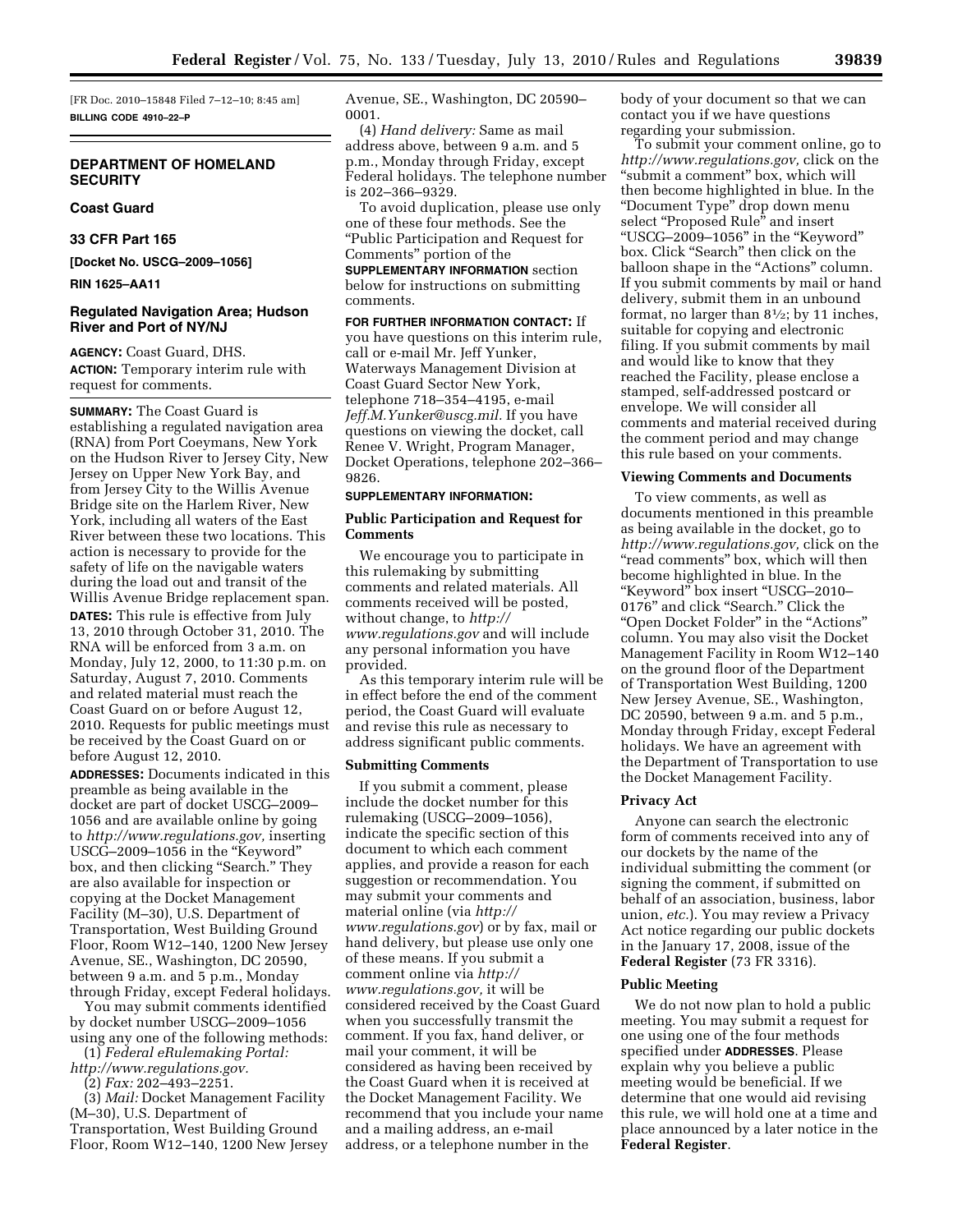[FR Doc. 2010–15848 Filed 7–12–10; 8:45 am]

**BILLING CODE 4910–22–P**

## DEPARTMENT OF HOMELAND SECURITY

### Coast Guard

### 33 CFR Part 165

**[Docket No. USCG–2009–1056]**

**RIN 1625–AA11**

### Regulated Navigation Area; Hudson River and Port of NY/NJ

**AGENCY:** Coast Guard, DHS.

**ACTION:** Temporary interim rule with request for comments.

**SUMMARY:** The Coast Guard is establishing a regulated navigation area (RNA) from Port Coeymans, New York on the Hudson River to Jersey City, New Jersey on Upper New York Bay, and from Jersey City to the Willis Avenue Bridge site on the Harlem River, New York, including all waters of the East River between these two locations. This action is necessary to provide for the safety of life on the navigable waters during the load out and transit of the Willis Avenue Bridge replacement span.

**DATES:** This rule is effective from July 13, 2010 through October 31, 2010. The RNA will be enforced from 3 a.m. on Monday, July 12, 2000, to 11:30 p.m. on Saturday, August 7, 2010. Comments and related material must reach the Coast Guard on or before August 12, 2010. Requests for public meetings must be received by the Coast Guard on or before August 12, 2010.

**ADDRESSES:** Documents indicated in this preamble as being available in the docket are part of docket USCG–2009–1056 and are available online by going to *http://www.regulations.gov,* inserting USCG–2009–1056 in the "Keyword" box, and then clicking "Search." They are also available for inspection or copying at the Docket Management Facility (M–30), U.S. Department of Transportation, West Building Ground Floor, Room W12–140, 1200 New Jersey Avenue, SE., Washington, DC 20590, between 9 a.m. and 5 p.m., Monday through Friday, except Federal holidays.

You may submit comments identified by docket number USCG–2009–1056 using any one of the following methods:

(1) *Federal eRulemaking Portal: http://www.regulations.gov.*

(2) *Fax:* 202–493–2251.

(3) *Mail:* Docket Management Facility (M–30), U.S. Department of Transportation, West Building Ground Floor, Room W12–140, 1200 New Jersey Avenue, SE., Washington, DC 20590–0001.

(4) *Hand delivery:* Same as mail address above, between 9 a.m. and 5 p.m., Monday through Friday, except Federal holidays. The telephone number is 202–366–9329.

To avoid duplication, please use only one of these four methods. See the "Public Participation and Request for Comments" portion of the **SUPPLEMENTARY INFORMATION** section below for instructions on submitting comments.

**FOR FURTHER INFORMATION CONTACT:** If you have questions on this interim rule, call or e-mail Mr. Jeff Yunker, Waterways Management Division at Coast Guard Sector New York, telephone 718–354–4195, e-mail *Jeff.M.Yunker@uscg.mil.* If you have questions on viewing the docket, call Renee V. Wright, Program Manager, Docket Operations, telephone 202–366–9826.

**SUPPLEMENTARY INFORMATION:**

#### Public Participation and Request for Comments

We encourage you to participate in this rulemaking by submitting comments and related materials. All comments received will be posted, without change, to *http://www.regulations.gov* and will include any personal information you have provided.

As this temporary interim rule will be in effect before the end of the comment period, the Coast Guard will evaluate and revise this rule as necessary to address significant public comments.

#### Submitting Comments

If you submit a comment, please include the docket number for this rulemaking (USCG–2009–1056), indicate the specific section of this document to which each comment applies, and provide a reason for each suggestion or recommendation. You may submit your comments and material online (via *http://www.regulations.gov*) or by fax, mail or hand delivery, but please use only one of these means. If you submit a comment online via *http://www.regulations.gov,* it will be considered received by the Coast Guard when you successfully transmit the comment. If you fax, hand deliver, or mail your comment, it will be considered as having been received by the Coast Guard when it is received at the Docket Management Facility. We recommend that you include your name and a mailing address, an e-mail address, or a telephone number in the body of your document so that we can contact you if we have questions regarding your submission.

To submit your comment online, go to *http://www.regulations.gov,* click on the "submit a comment" box, which will then become highlighted in blue. In the "Document Type" drop down menu select "Proposed Rule" and insert "USCG–2009–1056" in the "Keyword" box. Click "Search" then click on the balloon shape in the "Actions" column. If you submit comments by mail or hand delivery, submit them in an unbound format, no larger than 8½; by 11 inches, suitable for copying and electronic filing. If you submit comments by mail and would like to know that they reached the Facility, please enclose a stamped, self-addressed postcard or envelope. We will consider all comments and material received during the comment period and may change this rule based on your comments.

#### Viewing Comments and Documents

To view comments, as well as documents mentioned in this preamble as being available in the docket, go to *http://www.regulations.gov,* click on the "read comments" box, which will then become highlighted in blue. In the "Keyword" box insert "USCG–2010–0176" and click "Search." Click the "Open Docket Folder" in the "Actions" column. You may also visit the Docket Management Facility in Room W12–140 on the ground floor of the Department of Transportation West Building, 1200 New Jersey Avenue, SE., Washington, DC 20590, between 9 a.m. and 5 p.m., Monday through Friday, except Federal holidays. We have an agreement with the Department of Transportation to use the Docket Management Facility.

#### Privacy Act

Anyone can search the electronic form of comments received into any of our dockets by the name of the individual submitting the comment (or signing the comment, if submitted on behalf of an association, business, labor union, *etc.*). You may review a Privacy Act notice regarding our public dockets in the January 17, 2008, issue of the **Federal Register** (73 FR 3316).

#### Public Meeting

We do not now plan to hold a public meeting. You may submit a request for one using one of the four methods specified under **ADDRESSES**. Please explain why you believe a public meeting would be beneficial. If we determine that one would aid revising this rule, we will hold one at a time and place announced by a later notice in the **Federal Register**.